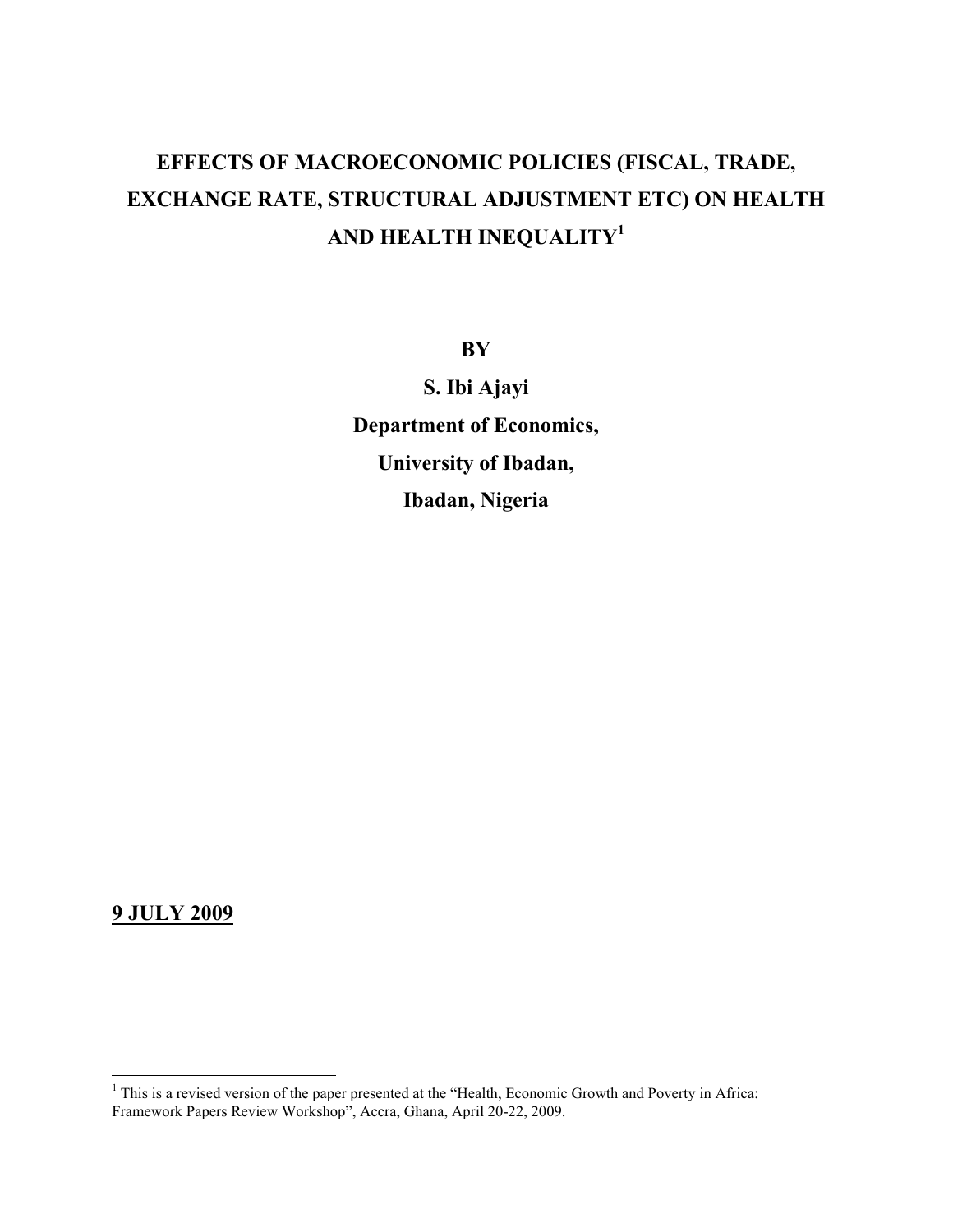# EFFECTS OF MACROECONOMIC POLICIES (FISCAL, TRADE, EXCHANGE RATE, STRUCTURAL ADJUSTMENT ETC) ON HEALTH AND HEALTH INEQUALITY[1]

**BY**

**S. Ibi Ajayi**

**Department of Economics,**

**University of Ibadan,**

**Ibadan, Nigeria**

**9 JULY 2009**

---

[1] This is a revised version of the paper presented at the "Health, Economic Growth and Poverty in Africa: Framework Papers Review Workshop", Accra, Ghana, April 20-22, 2009.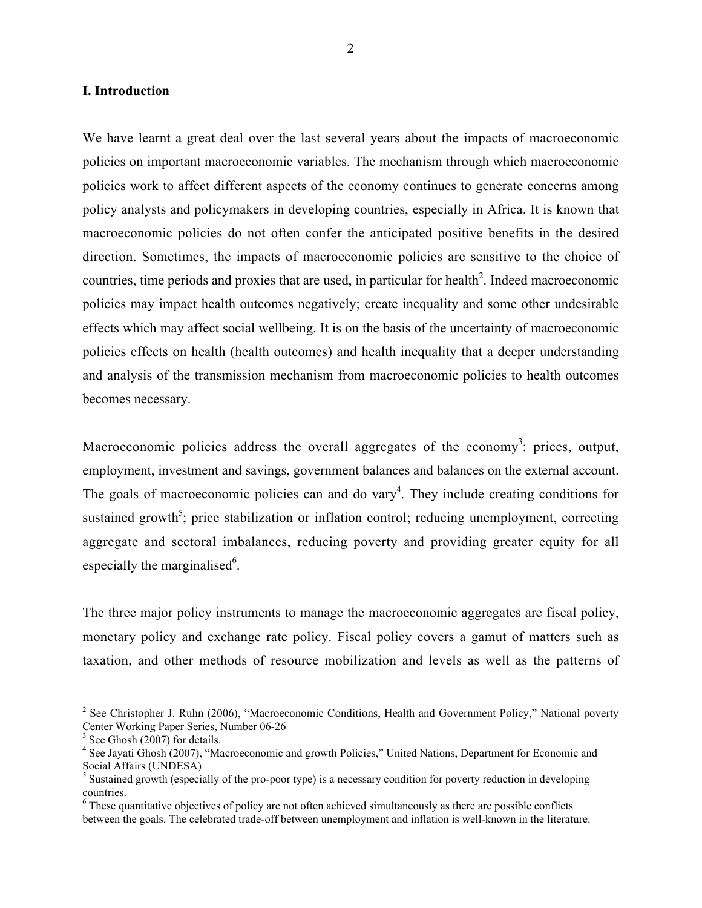## I. Introduction

We have learnt a great deal over the last several years about the impacts of macroeconomic policies on important macroeconomic variables. The mechanism through which macroeconomic policies work to affect different aspects of the economy continues to generate concerns among policy analysts and policymakers in developing countries, especially in Africa. It is known that macroeconomic policies do not often confer the anticipated positive benefits in the desired direction. Sometimes, the impacts of macroeconomic policies are sensitive to the choice of countries, time periods and proxies that are used, in particular for health[2]. Indeed macroeconomic policies may impact health outcomes negatively; create inequality and some other undesirable effects which may affect social wellbeing. It is on the basis of the uncertainty of macroeconomic policies effects on health (health outcomes) and health inequality that a deeper understanding and analysis of the transmission mechanism from macroeconomic policies to health outcomes becomes necessary.

Macroeconomic policies address the overall aggregates of the economy[3]: prices, output, employment, investment and savings, government balances and balances on the external account. The goals of macroeconomic policies can and do vary[4]. They include creating conditions for sustained growth[5]; price stabilization or inflation control; reducing unemployment, correcting aggregate and sectoral imbalances, reducing poverty and providing greater equity for all especially the marginalised[6].

The three major policy instruments to manage the macroeconomic aggregates are fiscal policy, monetary policy and exchange rate policy. Fiscal policy covers a gamut of matters such as taxation, and other methods of resource mobilization and levels as well as the patterns of

---

[2] See Christopher J. Ruhn (2006), "Macroeconomic Conditions, Health and Government Policy," National poverty Center Working Paper Series, Number 06-26

[3] See Ghosh (2007) for details.

[4] See Jayati Ghosh (2007), "Macroeconomic and growth Policies," United Nations, Department for Economic and Social Affairs (UNDESA)

[5] Sustained growth (especially of the pro-poor type) is a necessary condition for poverty reduction in developing countries.

[6] These quantitative objectives of policy are not often achieved simultaneously as there are possible conflicts between the goals. The celebrated trade-off between unemployment and inflation is well-known in the literature.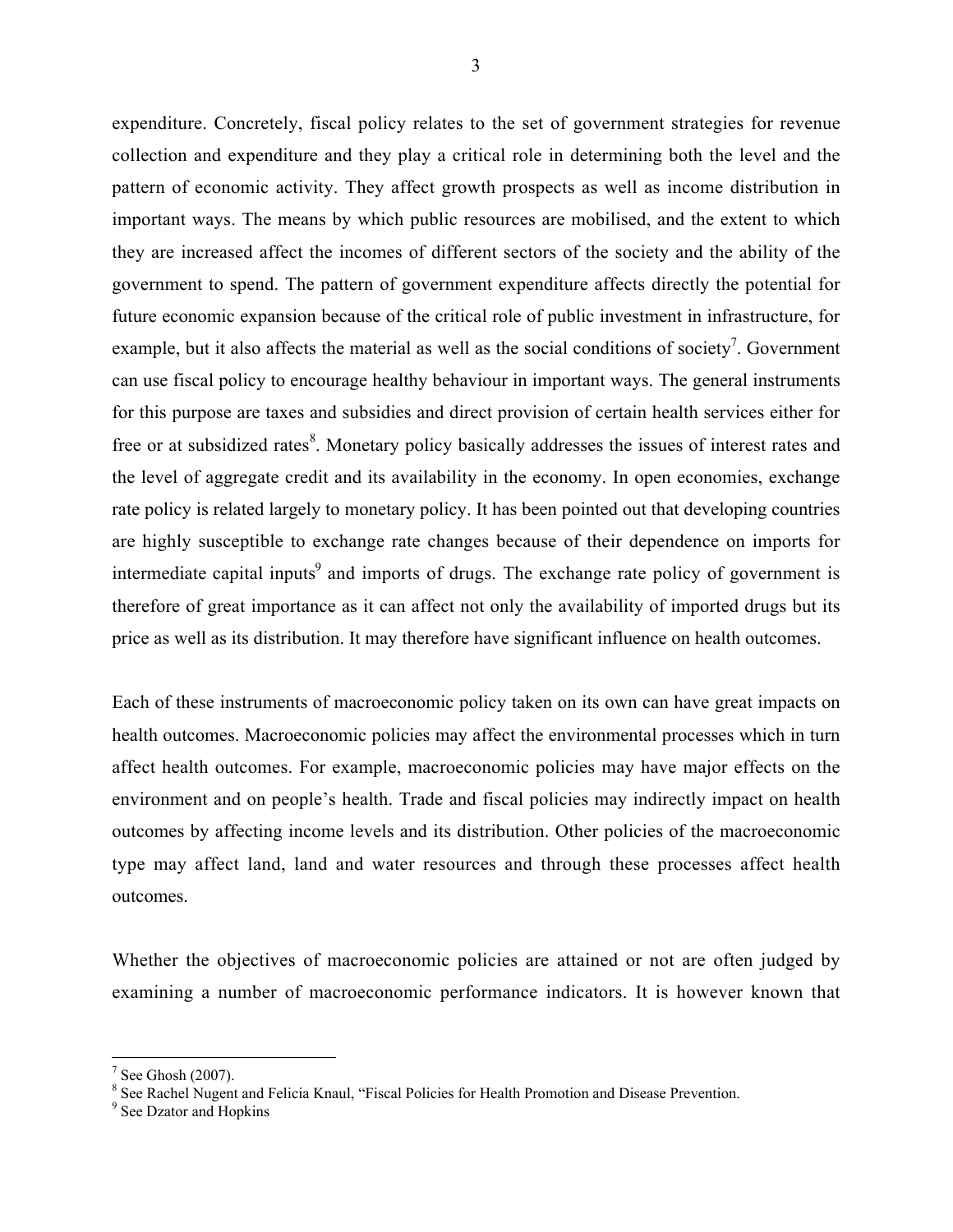expenditure. Concretely, fiscal policy relates to the set of government strategies for revenue collection and expenditure and they play a critical role in determining both the level and the pattern of economic activity. They affect growth prospects as well as income distribution in important ways. The means by which public resources are mobilised, and the extent to which they are increased affect the incomes of different sectors of the society and the ability of the government to spend. The pattern of government expenditure affects directly the potential for future economic expansion because of the critical role of public investment in infrastructure, for example, but it also affects the material as well as the social conditions of society[7]. Government can use fiscal policy to encourage healthy behaviour in important ways. The general instruments for this purpose are taxes and subsidies and direct provision of certain health services either for free or at subsidized rates[8]. Monetary policy basically addresses the issues of interest rates and the level of aggregate credit and its availability in the economy. In open economies, exchange rate policy is related largely to monetary policy. It has been pointed out that developing countries are highly susceptible to exchange rate changes because of their dependence on imports for intermediate capital inputs[9] and imports of drugs. The exchange rate policy of government is therefore of great importance as it can affect not only the availability of imported drugs but its price as well as its distribution. It may therefore have significant influence on health outcomes.

Each of these instruments of macroeconomic policy taken on its own can have great impacts on health outcomes. Macroeconomic policies may affect the environmental processes which in turn affect health outcomes. For example, macroeconomic policies may have major effects on the environment and on people's health. Trade and fiscal policies may indirectly impact on health outcomes by affecting income levels and its distribution. Other policies of the macroeconomic type may affect land, land and water resources and through these processes affect health outcomes.

Whether the objectives of macroeconomic policies are attained or not are often judged by examining a number of macroeconomic performance indicators. It is however known that

---

[7] See Ghosh (2007).

[8] See Rachel Nugent and Felicia Knaul, "Fiscal Policies for Health Promotion and Disease Prevention.

[9] See Dzator and Hopkins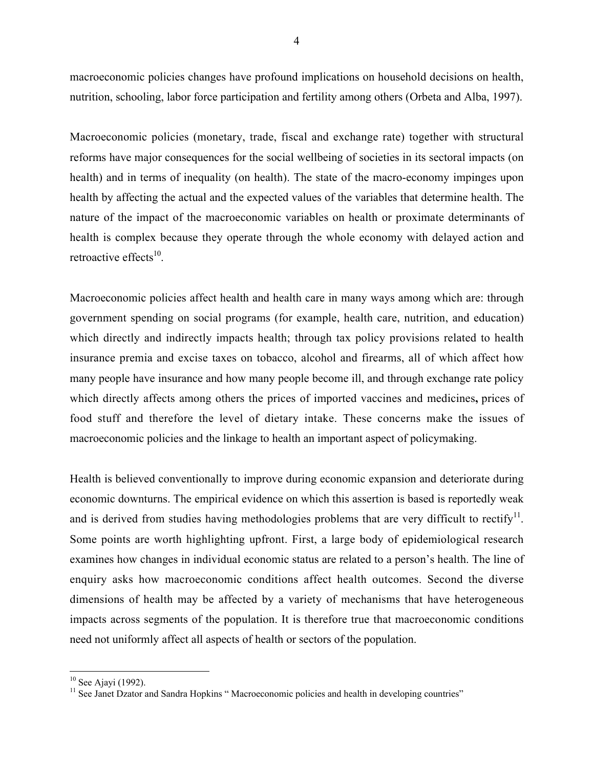macroeconomic policies changes have profound implications on household decisions on health, nutrition, schooling, labor force participation and fertility among others (Orbeta and Alba, 1997).

Macroeconomic policies (monetary, trade, fiscal and exchange rate) together with structural reforms have major consequences for the social wellbeing of societies in its sectoral impacts (on health) and in terms of inequality (on health). The state of the macro-economy impinges upon health by affecting the actual and the expected values of the variables that determine health. The nature of the impact of the macroeconomic variables on health or proximate determinants of health is complex because they operate through the whole economy with delayed action and retroactive effects[10].

Macroeconomic policies affect health and health care in many ways among which are: through government spending on social programs (for example, health care, nutrition, and education) which directly and indirectly impacts health; through tax policy provisions related to health insurance premia and excise taxes on tobacco, alcohol and firearms, all of which affect how many people have insurance and how many people become ill, and through exchange rate policy which directly affects among others the prices of imported vaccines and medicines**,** prices of food stuff and therefore the level of dietary intake. These concerns make the issues of macroeconomic policies and the linkage to health an important aspect of policymaking.

Health is believed conventionally to improve during economic expansion and deteriorate during economic downturns. The empirical evidence on which this assertion is based is reportedly weak and is derived from studies having methodologies problems that are very difficult to rectify[11]. Some points are worth highlighting upfront. First, a large body of epidemiological research examines how changes in individual economic status are related to a person's health. The line of enquiry asks how macroeconomic conditions affect health outcomes. Second the diverse dimensions of health may be affected by a variety of mechanisms that have heterogeneous impacts across segments of the population. It is therefore true that macroeconomic conditions need not uniformly affect all aspects of health or sectors of the population.

---

[10] See Ajayi (1992).

[11] See Janet Dzator and Sandra Hopkins " Macroeconomic policies and health in developing countries"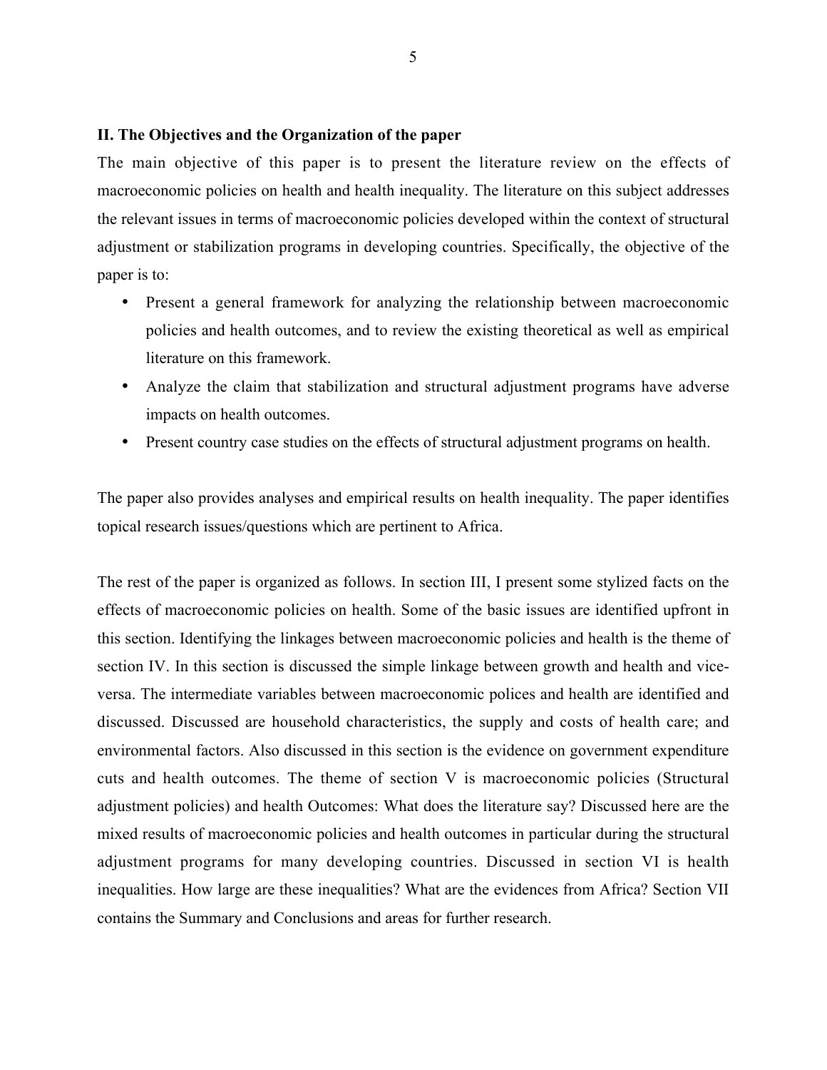## II. The Objectives and the Organization of the paper

The main objective of this paper is to present the literature review on the effects of macroeconomic policies on health and health inequality. The literature on this subject addresses the relevant issues in terms of macroeconomic policies developed within the context of structural adjustment or stabilization programs in developing countries. Specifically, the objective of the paper is to:

- Present a general framework for analyzing the relationship between macroeconomic policies and health outcomes, and to review the existing theoretical as well as empirical literature on this framework.
- Analyze the claim that stabilization and structural adjustment programs have adverse impacts on health outcomes.
- Present country case studies on the effects of structural adjustment programs on health.

The paper also provides analyses and empirical results on health inequality. The paper identifies topical research issues/questions which are pertinent to Africa.

The rest of the paper is organized as follows. In section III, I present some stylized facts on the effects of macroeconomic policies on health. Some of the basic issues are identified upfront in this section. Identifying the linkages between macroeconomic policies and health is the theme of section IV. In this section is discussed the simple linkage between growth and health and vice-versa. The intermediate variables between macroeconomic polices and health are identified and discussed. Discussed are household characteristics, the supply and costs of health care; and environmental factors. Also discussed in this section is the evidence on government expenditure cuts and health outcomes. The theme of section V is macroeconomic policies (Structural adjustment policies) and health Outcomes: What does the literature say? Discussed here are the mixed results of macroeconomic policies and health outcomes in particular during the structural adjustment programs for many developing countries. Discussed in section VI is health inequalities. How large are these inequalities? What are the evidences from Africa? Section VII contains the Summary and Conclusions and areas for further research.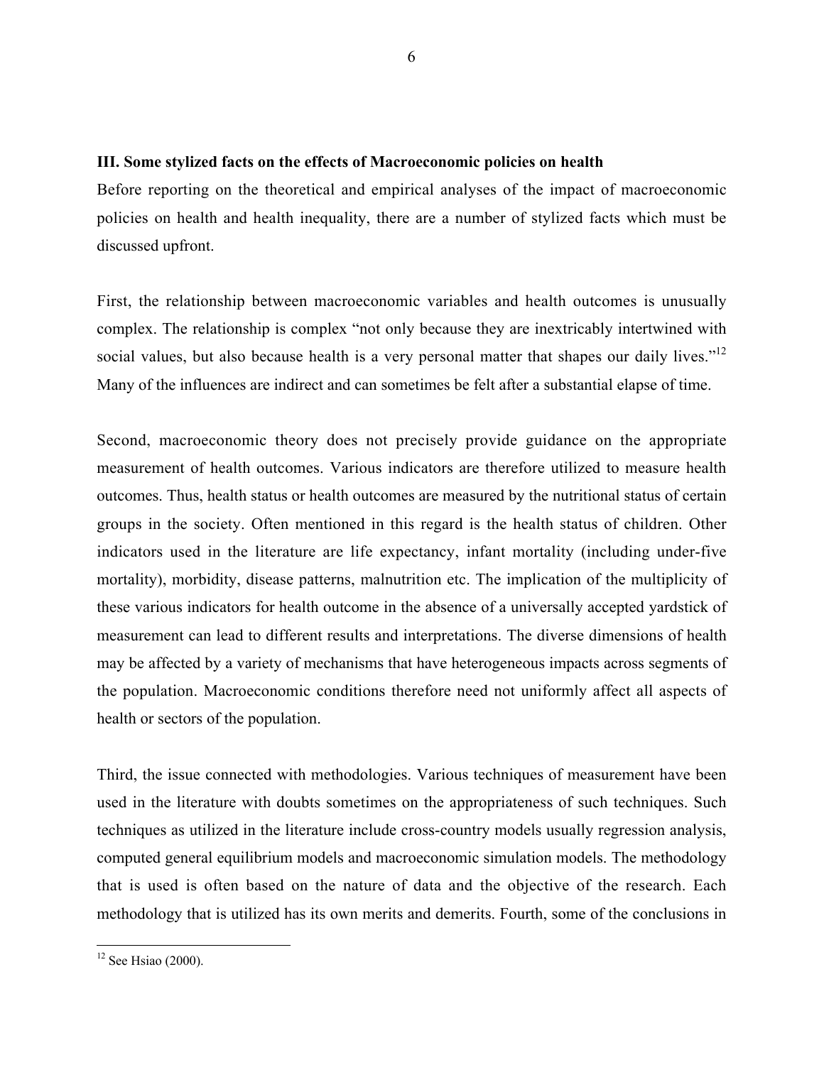### III. Some stylized facts on the effects of Macroeconomic policies on health

Before reporting on the theoretical and empirical analyses of the impact of macroeconomic policies on health and health inequality, there are a number of stylized facts which must be discussed upfront.

First, the relationship between macroeconomic variables and health outcomes is unusually complex. The relationship is complex "not only because they are inextricably intertwined with social values, but also because health is a very personal matter that shapes our daily lives."[12] Many of the influences are indirect and can sometimes be felt after a substantial elapse of time.

Second, macroeconomic theory does not precisely provide guidance on the appropriate measurement of health outcomes. Various indicators are therefore utilized to measure health outcomes. Thus, health status or health outcomes are measured by the nutritional status of certain groups in the society. Often mentioned in this regard is the health status of children. Other indicators used in the literature are life expectancy, infant mortality (including under-five mortality), morbidity, disease patterns, malnutrition etc. The implication of the multiplicity of these various indicators for health outcome in the absence of a universally accepted yardstick of measurement can lead to different results and interpretations. The diverse dimensions of health may be affected by a variety of mechanisms that have heterogeneous impacts across segments of the population. Macroeconomic conditions therefore need not uniformly affect all aspects of health or sectors of the population.

Third, the issue connected with methodologies. Various techniques of measurement have been used in the literature with doubts sometimes on the appropriateness of such techniques. Such techniques as utilized in the literature include cross-country models usually regression analysis, computed general equilibrium models and macroeconomic simulation models. The methodology that is used is often based on the nature of data and the objective of the research. Each methodology that is utilized has its own merits and demerits. Fourth, some of the conclusions in

---

[12] See Hsiao (2000).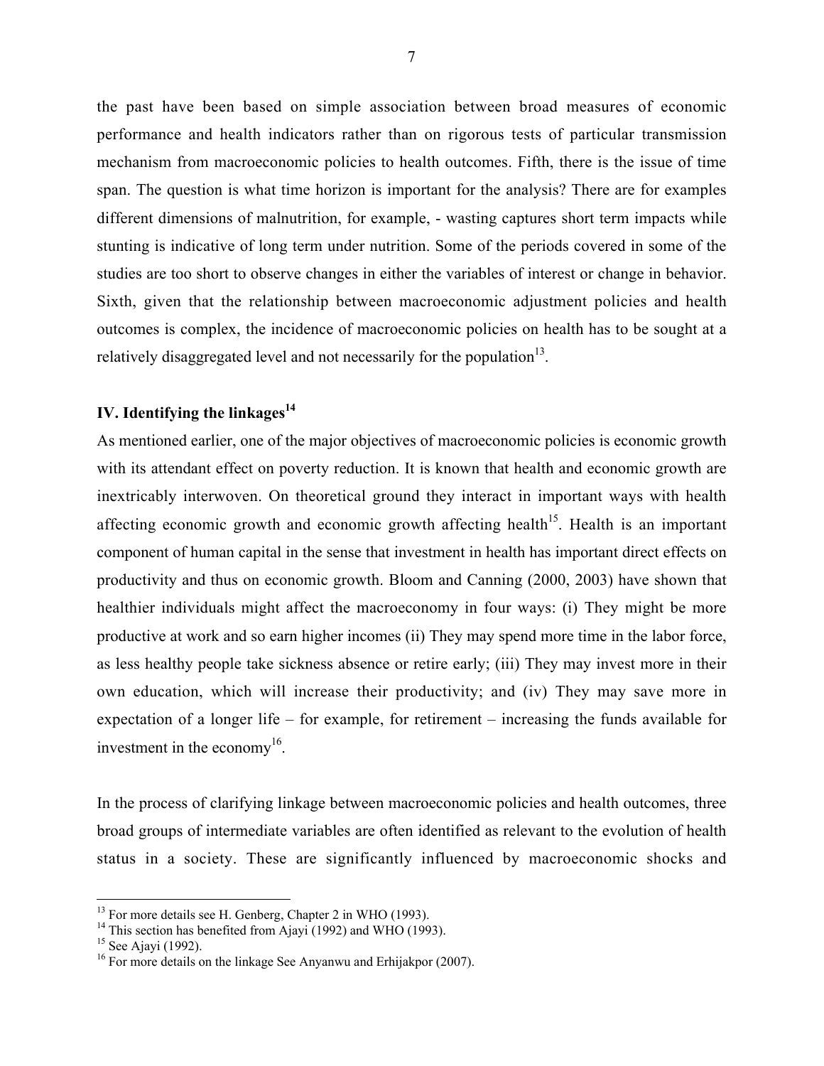the past have been based on simple association between broad measures of economic performance and health indicators rather than on rigorous tests of particular transmission mechanism from macroeconomic policies to health outcomes. Fifth, there is the issue of time span. The question is what time horizon is important for the analysis? There are for examples different dimensions of malnutrition, for example, - wasting captures short term impacts while stunting is indicative of long term under nutrition. Some of the periods covered in some of the studies are too short to observe changes in either the variables of interest or change in behavior. Sixth, given that the relationship between macroeconomic adjustment policies and health outcomes is complex, the incidence of macroeconomic policies on health has to be sought at a relatively disaggregated level and not necessarily for the population[13].

## IV. Identifying the linkages[14]

As mentioned earlier, one of the major objectives of macroeconomic policies is economic growth with its attendant effect on poverty reduction. It is known that health and economic growth are inextricably interwoven. On theoretical ground they interact in important ways with health affecting economic growth and economic growth affecting health[15]. Health is an important component of human capital in the sense that investment in health has important direct effects on productivity and thus on economic growth. Bloom and Canning (2000, 2003) have shown that healthier individuals might affect the macroeconomy in four ways: (i) They might be more productive at work and so earn higher incomes (ii) They may spend more time in the labor force, as less healthy people take sickness absence or retire early; (iii) They may invest more in their own education, which will increase their productivity; and (iv) They may save more in expectation of a longer life – for example, for retirement – increasing the funds available for investment in the economy[16].

In the process of clarifying linkage between macroeconomic policies and health outcomes, three broad groups of intermediate variables are often identified as relevant to the evolution of health status in a society. These are significantly influenced by macroeconomic shocks and

[13] For more details see H. Genberg, Chapter 2 in WHO (1993).
[14] This section has benefited from Ajayi (1992) and WHO (1993).
[15] See Ajayi (1992).
[16] For more details on the linkage See Anyanwu and Erhijakpor (2007).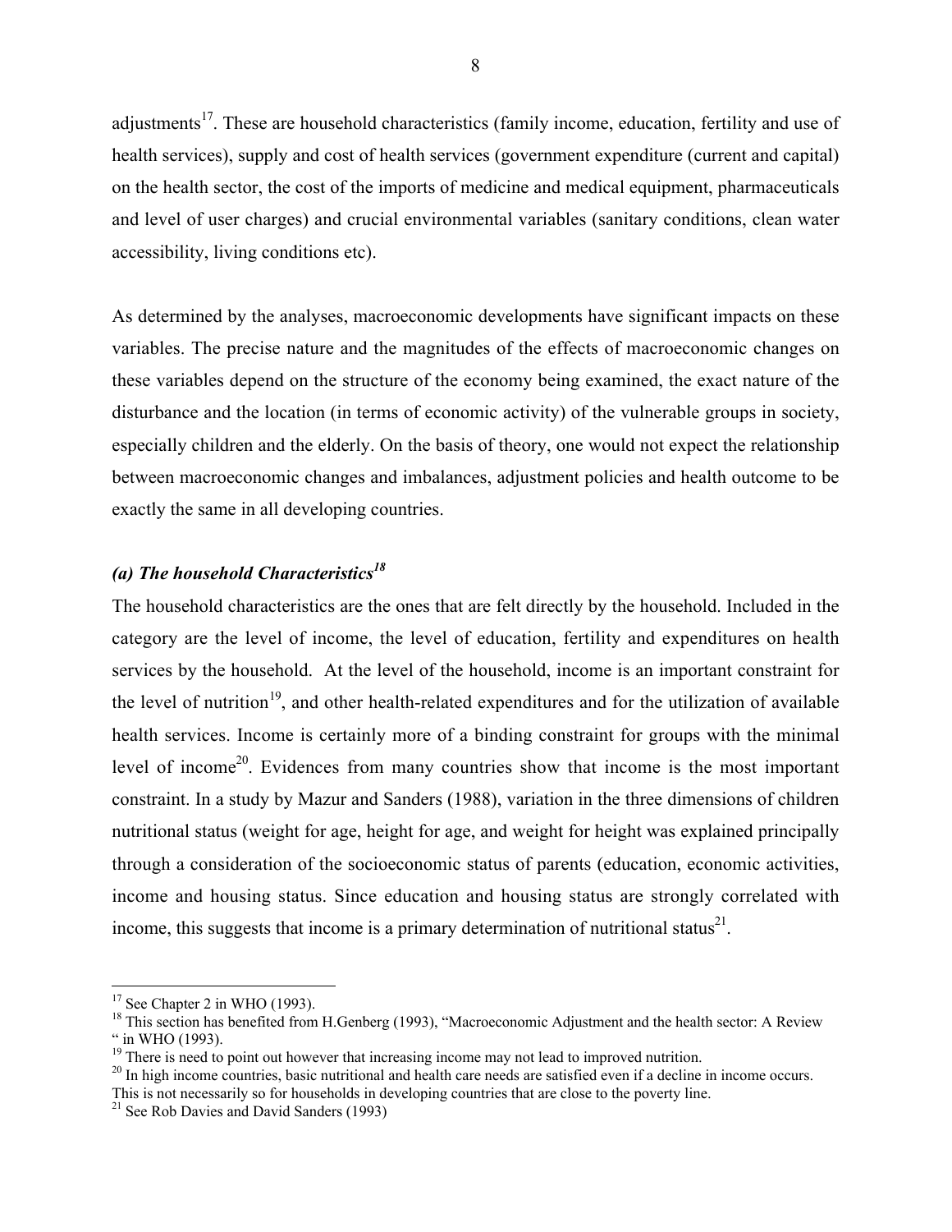adjustments[17]. These are household characteristics (family income, education, fertility and use of health services), supply and cost of health services (government expenditure (current and capital) on the health sector, the cost of the imports of medicine and medical equipment, pharmaceuticals and level of user charges) and crucial environmental variables (sanitary conditions, clean water accessibility, living conditions etc).

As determined by the analyses, macroeconomic developments have significant impacts on these variables. The precise nature and the magnitudes of the effects of macroeconomic changes on these variables depend on the structure of the economy being examined, the exact nature of the disturbance and the location (in terms of economic activity) of the vulnerable groups in society, especially children and the elderly. On the basis of theory, one would not expect the relationship between macroeconomic changes and imbalances, adjustment policies and health outcome to be exactly the same in all developing countries.

### *(a) The household Characteristics[18]*

The household characteristics are the ones that are felt directly by the household. Included in the category are the level of income, the level of education, fertility and expenditures on health services by the household. At the level of the household, income is an important constraint for the level of nutrition[19], and other health-related expenditures and for the utilization of available health services. Income is certainly more of a binding constraint for groups with the minimal level of income[20]. Evidences from many countries show that income is the most important constraint. In a study by Mazur and Sanders (1988), variation in the three dimensions of children nutritional status (weight for age, height for age, and weight for height was explained principally through a consideration of the socioeconomic status of parents (education, economic activities, income and housing status. Since education and housing status are strongly correlated with income, this suggests that income is a primary determination of nutritional status[21].

---

[17] See Chapter 2 in WHO (1993).

[18] This section has benefited from H.Genberg (1993), "Macroeconomic Adjustment and the health sector: A Review " in WHO (1993).

[19] There is need to point out however that increasing income may not lead to improved nutrition.

[20] In high income countries, basic nutritional and health care needs are satisfied even if a decline in income occurs. This is not necessarily so for households in developing countries that are close to the poverty line.

[21] See Rob Davies and David Sanders (1993)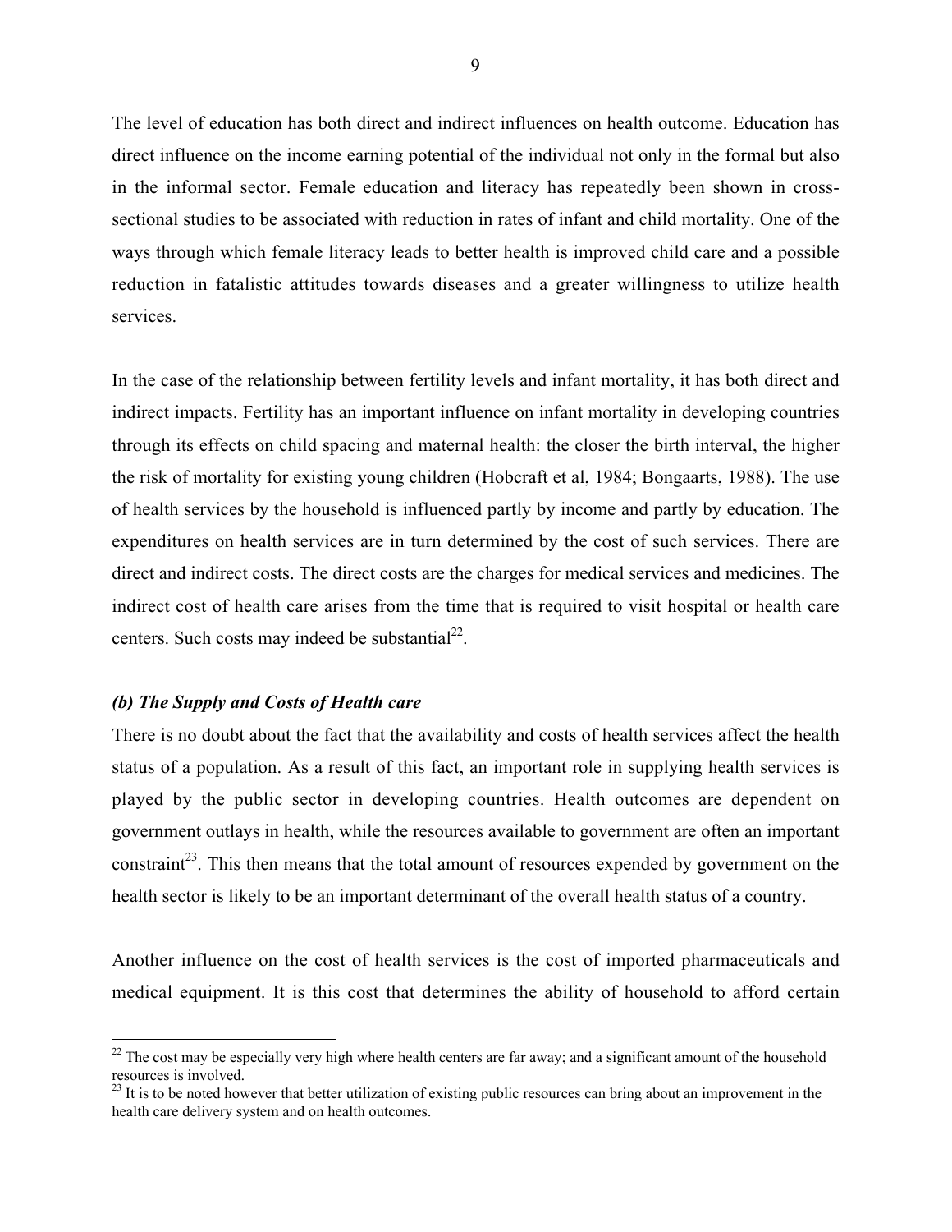The level of education has both direct and indirect influences on health outcome. Education has direct influence on the income earning potential of the individual not only in the formal but also in the informal sector. Female education and literacy has repeatedly been shown in cross-sectional studies to be associated with reduction in rates of infant and child mortality. One of the ways through which female literacy leads to better health is improved child care and a possible reduction in fatalistic attitudes towards diseases and a greater willingness to utilize health services.

In the case of the relationship between fertility levels and infant mortality, it has both direct and indirect impacts. Fertility has an important influence on infant mortality in developing countries through its effects on child spacing and maternal health: the closer the birth interval, the higher the risk of mortality for existing young children (Hobcraft et al, 1984; Bongaarts, 1988). The use of health services by the household is influenced partly by income and partly by education. The expenditures on health services are in turn determined by the cost of such services. There are direct and indirect costs. The direct costs are the charges for medical services and medicines. The indirect cost of health care arises from the time that is required to visit hospital or health care centers. Such costs may indeed be substantial[22].

### *(b) The Supply and Costs of Health care*

There is no doubt about the fact that the availability and costs of health services affect the health status of a population. As a result of this fact, an important role in supplying health services is played by the public sector in developing countries. Health outcomes are dependent on government outlays in health, while the resources available to government are often an important constraint[23]. This then means that the total amount of resources expended by government on the health sector is likely to be an important determinant of the overall health status of a country.

Another influence on the cost of health services is the cost of imported pharmaceuticals and medical equipment. It is this cost that determines the ability of household to afford certain

---

[22] The cost may be especially very high where health centers are far away; and a significant amount of the household resources is involved.

[23] It is to be noted however that better utilization of existing public resources can bring about an improvement in the health care delivery system and on health outcomes.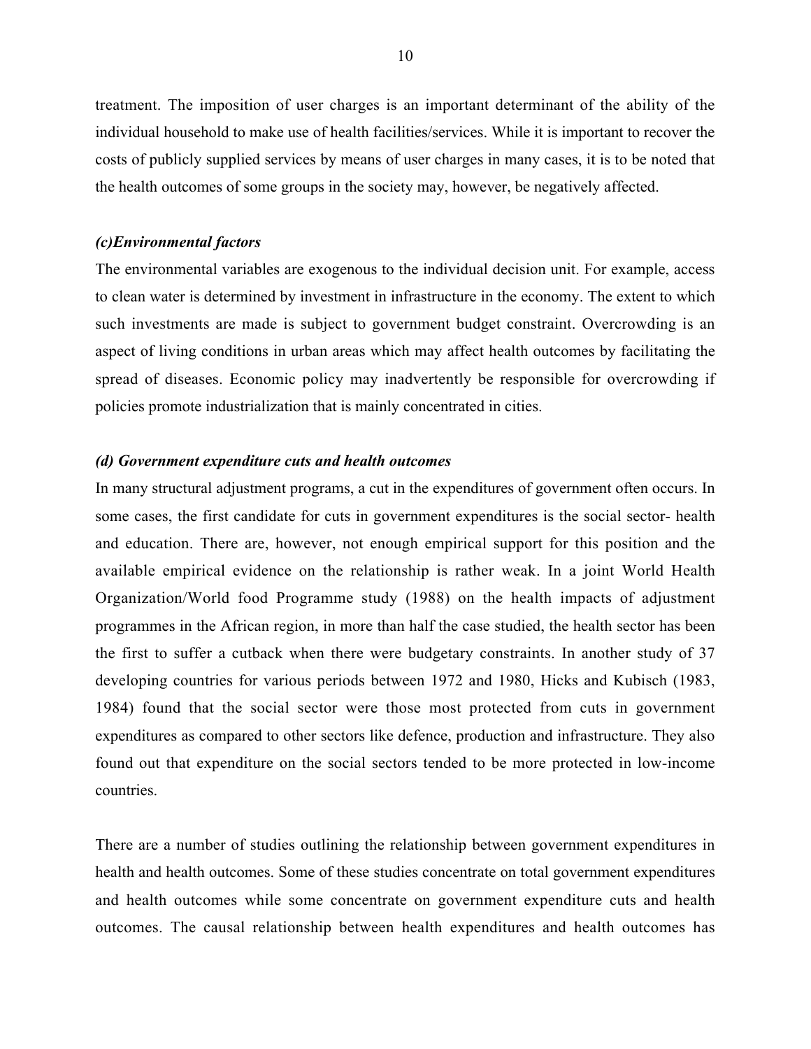treatment. The imposition of user charges is an important determinant of the ability of the individual household to make use of health facilities/services. While it is important to recover the costs of publicly supplied services by means of user charges in many cases, it is to be noted that the health outcomes of some groups in the society may, however, be negatively affected.

***(c)Environmental factors***

The environmental variables are exogenous to the individual decision unit. For example, access to clean water is determined by investment in infrastructure in the economy. The extent to which such investments are made is subject to government budget constraint. Overcrowding is an aspect of living conditions in urban areas which may affect health outcomes by facilitating the spread of diseases. Economic policy may inadvertently be responsible for overcrowding if policies promote industrialization that is mainly concentrated in cities.

***(d) Government expenditure cuts and health outcomes***

In many structural adjustment programs, a cut in the expenditures of government often occurs. In some cases, the first candidate for cuts in government expenditures is the social sector- health and education. There are, however, not enough empirical support for this position and the available empirical evidence on the relationship is rather weak. In a joint World Health Organization/World food Programme study (1988) on the health impacts of adjustment programmes in the African region, in more than half the case studied, the health sector has been the first to suffer a cutback when there were budgetary constraints. In another study of 37 developing countries for various periods between 1972 and 1980, Hicks and Kubisch (1983, 1984) found that the social sector were those most protected from cuts in government expenditures as compared to other sectors like defence, production and infrastructure. They also found out that expenditure on the social sectors tended to be more protected in low-income countries.

There are a number of studies outlining the relationship between government expenditures in health and health outcomes. Some of these studies concentrate on total government expenditures and health outcomes while some concentrate on government expenditure cuts and health outcomes. The causal relationship between health expenditures and health outcomes has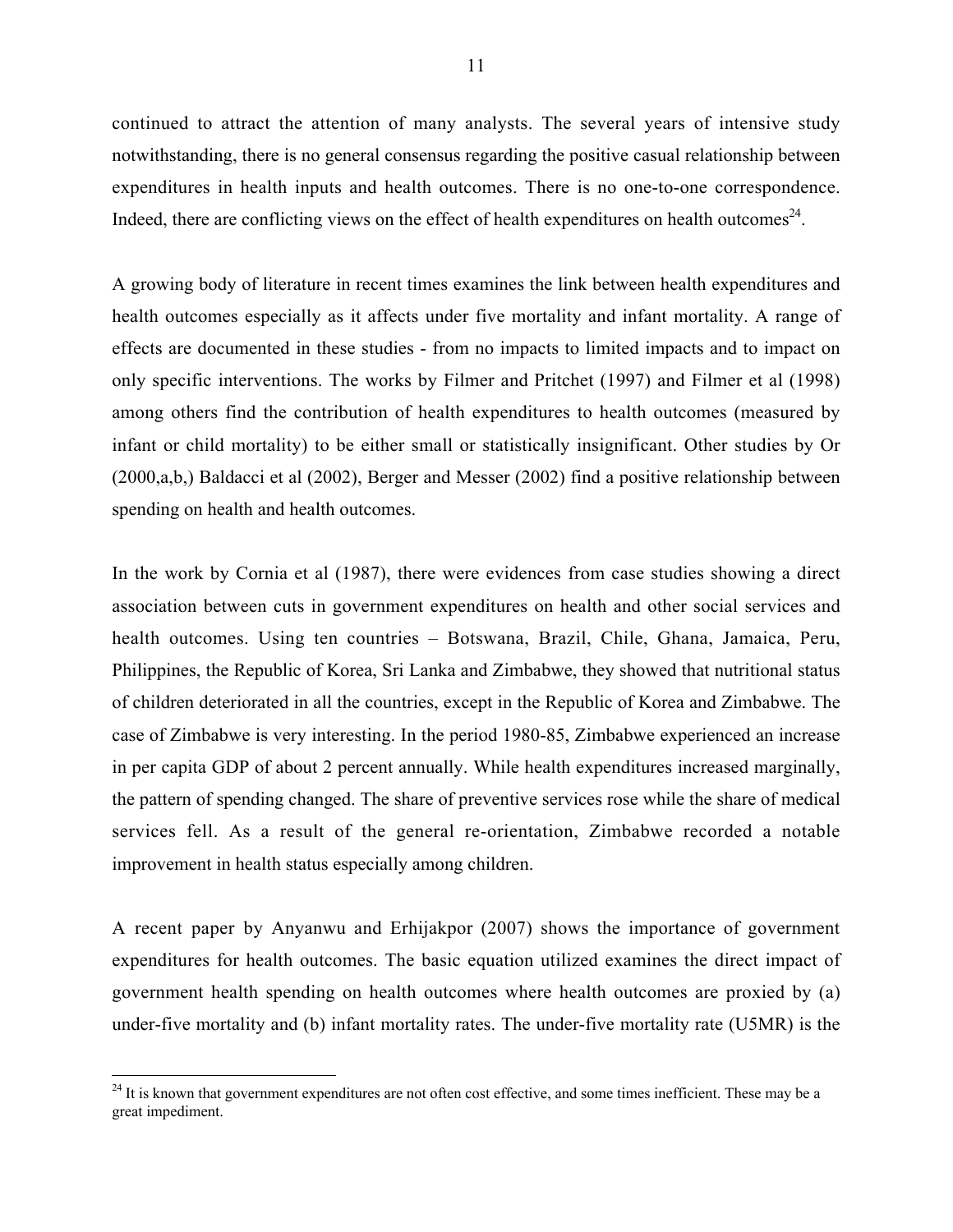continued to attract the attention of many analysts. The several years of intensive study notwithstanding, there is no general consensus regarding the positive casual relationship between expenditures in health inputs and health outcomes. There is no one-to-one correspondence. Indeed, there are conflicting views on the effect of health expenditures on health outcomes[24].

A growing body of literature in recent times examines the link between health expenditures and health outcomes especially as it affects under five mortality and infant mortality. A range of effects are documented in these studies - from no impacts to limited impacts and to impact on only specific interventions. The works by Filmer and Pritchet (1997) and Filmer et al (1998) among others find the contribution of health expenditures to health outcomes (measured by infant or child mortality) to be either small or statistically insignificant. Other studies by Or (2000,a,b,) Baldacci et al (2002), Berger and Messer (2002) find a positive relationship between spending on health and health outcomes.

In the work by Cornia et al (1987), there were evidences from case studies showing a direct association between cuts in government expenditures on health and other social services and health outcomes. Using ten countries – Botswana, Brazil, Chile, Ghana, Jamaica, Peru, Philippines, the Republic of Korea, Sri Lanka and Zimbabwe, they showed that nutritional status of children deteriorated in all the countries, except in the Republic of Korea and Zimbabwe. The case of Zimbabwe is very interesting. In the period 1980-85, Zimbabwe experienced an increase in per capita GDP of about 2 percent annually. While health expenditures increased marginally, the pattern of spending changed. The share of preventive services rose while the share of medical services fell. As a result of the general re-orientation, Zimbabwe recorded a notable improvement in health status especially among children.

A recent paper by Anyanwu and Erhijakpor (2007) shows the importance of government expenditures for health outcomes. The basic equation utilized examines the direct impact of government health spending on health outcomes where health outcomes are proxied by (a) under-five mortality and (b) infant mortality rates. The under-five mortality rate (U5MR) is the

---

[24] It is known that government expenditures are not often cost effective, and some times inefficient. These may be a great impediment.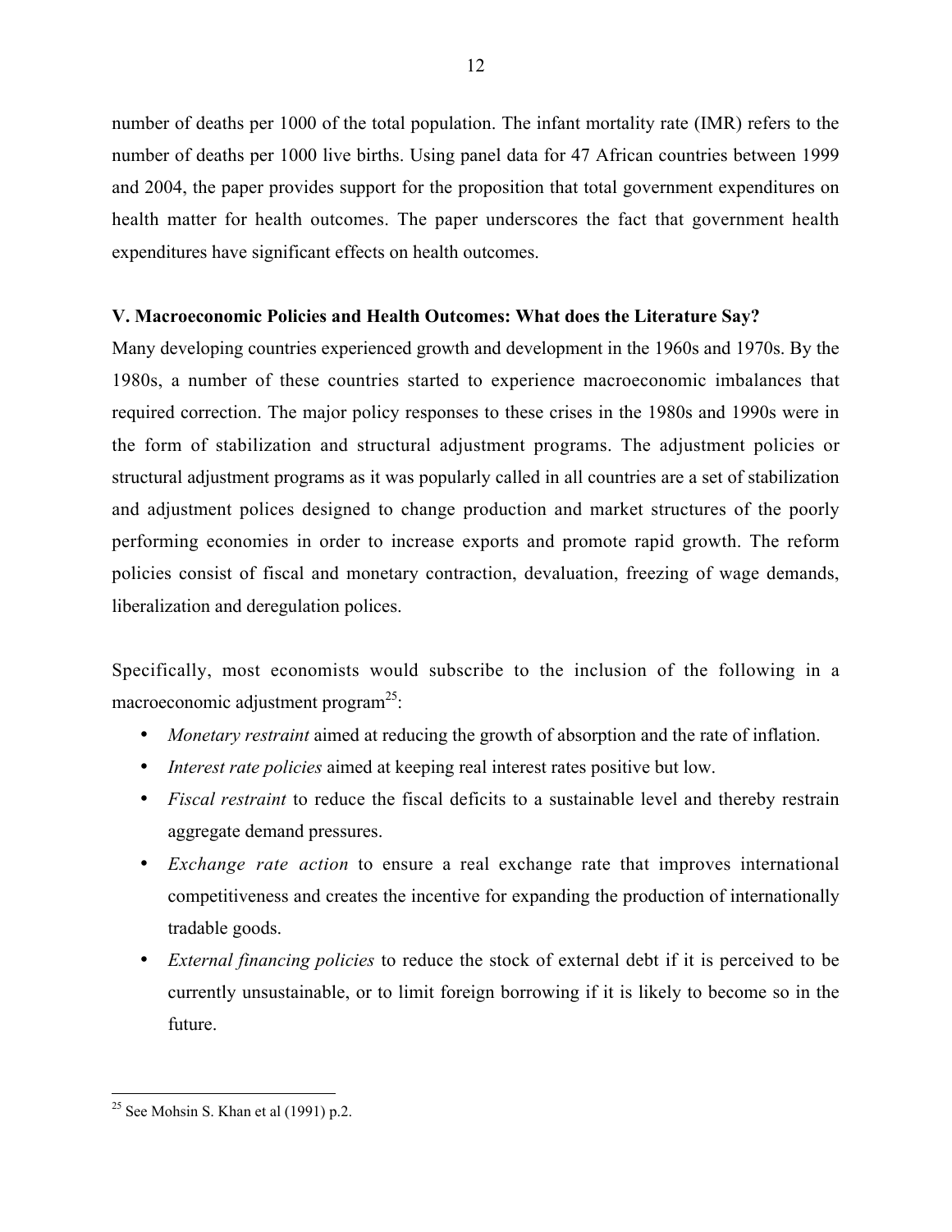number of deaths per 1000 of the total population. The infant mortality rate (IMR) refers to the number of deaths per 1000 live births. Using panel data for 47 African countries between 1999 and 2004, the paper provides support for the proposition that total government expenditures on health matter for health outcomes. The paper underscores the fact that government health expenditures have significant effects on health outcomes.

## V. Macroeconomic Policies and Health Outcomes: What does the Literature Say?

Many developing countries experienced growth and development in the 1960s and 1970s. By the 1980s, a number of these countries started to experience macroeconomic imbalances that required correction. The major policy responses to these crises in the 1980s and 1990s were in the form of stabilization and structural adjustment programs. The adjustment policies or structural adjustment programs as it was popularly called in all countries are a set of stabilization and adjustment polices designed to change production and market structures of the poorly performing economies in order to increase exports and promote rapid growth. The reform policies consist of fiscal and monetary contraction, devaluation, freezing of wage demands, liberalization and deregulation polices.

Specifically, most economists would subscribe to the inclusion of the following in a macroeconomic adjustment program[25]:

- *Monetary restraint* aimed at reducing the growth of absorption and the rate of inflation.
- *Interest rate policies* aimed at keeping real interest rates positive but low.
- *Fiscal restraint* to reduce the fiscal deficits to a sustainable level and thereby restrain aggregate demand pressures.
- *Exchange rate action* to ensure a real exchange rate that improves international competitiveness and creates the incentive for expanding the production of internationally tradable goods.
- *External financing policies* to reduce the stock of external debt if it is perceived to be currently unsustainable, or to limit foreign borrowing if it is likely to become so in the future.

[25] See Mohsin S. Khan et al (1991) p.2.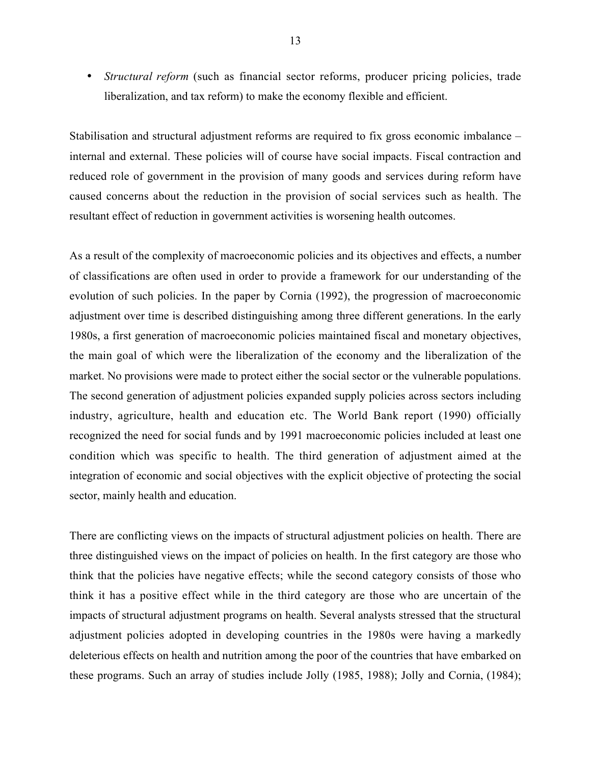- *Structural reform* (such as financial sector reforms, producer pricing policies, trade liberalization, and tax reform) to make the economy flexible and efficient.

Stabilisation and structural adjustment reforms are required to fix gross economic imbalance – internal and external. These policies will of course have social impacts. Fiscal contraction and reduced role of government in the provision of many goods and services during reform have caused concerns about the reduction in the provision of social services such as health. The resultant effect of reduction in government activities is worsening health outcomes.

As a result of the complexity of macroeconomic policies and its objectives and effects, a number of classifications are often used in order to provide a framework for our understanding of the evolution of such policies. In the paper by Cornia (1992), the progression of macroeconomic adjustment over time is described distinguishing among three different generations. In the early 1980s, a first generation of macroeconomic policies maintained fiscal and monetary objectives, the main goal of which were the liberalization of the economy and the liberalization of the market. No provisions were made to protect either the social sector or the vulnerable populations. The second generation of adjustment policies expanded supply policies across sectors including industry, agriculture, health and education etc. The World Bank report (1990) officially recognized the need for social funds and by 1991 macroeconomic policies included at least one condition which was specific to health. The third generation of adjustment aimed at the integration of economic and social objectives with the explicit objective of protecting the social sector, mainly health and education.

There are conflicting views on the impacts of structural adjustment policies on health. There are three distinguished views on the impact of policies on health. In the first category are those who think that the policies have negative effects; while the second category consists of those who think it has a positive effect while in the third category are those who are uncertain of the impacts of structural adjustment programs on health. Several analysts stressed that the structural adjustment policies adopted in developing countries in the 1980s were having a markedly deleterious effects on health and nutrition among the poor of the countries that have embarked on these programs. Such an array of studies include Jolly (1985, 1988); Jolly and Cornia, (1984);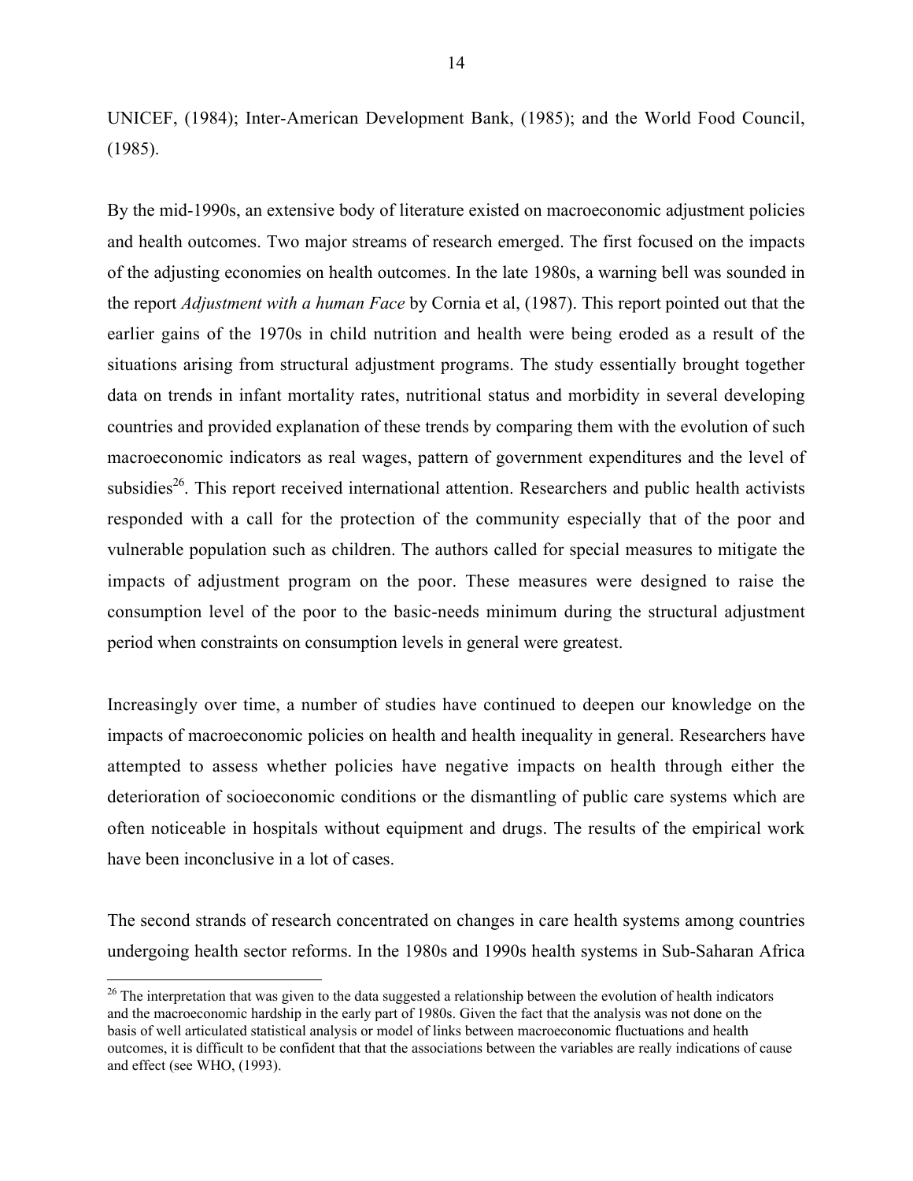UNICEF, (1984); Inter-American Development Bank, (1985); and the World Food Council, (1985).

By the mid-1990s, an extensive body of literature existed on macroeconomic adjustment policies and health outcomes. Two major streams of research emerged. The first focused on the impacts of the adjusting economies on health outcomes. In the late 1980s, a warning bell was sounded in the report *Adjustment with a human Face* by Cornia et al, (1987). This report pointed out that the earlier gains of the 1970s in child nutrition and health were being eroded as a result of the situations arising from structural adjustment programs. The study essentially brought together data on trends in infant mortality rates, nutritional status and morbidity in several developing countries and provided explanation of these trends by comparing them with the evolution of such macroeconomic indicators as real wages, pattern of government expenditures and the level of subsidies[26]. This report received international attention. Researchers and public health activists responded with a call for the protection of the community especially that of the poor and vulnerable population such as children. The authors called for special measures to mitigate the impacts of adjustment program on the poor. These measures were designed to raise the consumption level of the poor to the basic-needs minimum during the structural adjustment period when constraints on consumption levels in general were greatest.

Increasingly over time, a number of studies have continued to deepen our knowledge on the impacts of macroeconomic policies on health and health inequality in general. Researchers have attempted to assess whether policies have negative impacts on health through either the deterioration of socioeconomic conditions or the dismantling of public care systems which are often noticeable in hospitals without equipment and drugs. The results of the empirical work have been inconclusive in a lot of cases.

The second strands of research concentrated on changes in care health systems among countries undergoing health sector reforms. In the 1980s and 1990s health systems in Sub-Saharan Africa

---

[26] The interpretation that was given to the data suggested a relationship between the evolution of health indicators and the macroeconomic hardship in the early part of 1980s. Given the fact that the analysis was not done on the basis of well articulated statistical analysis or model of links between macroeconomic fluctuations and health outcomes, it is difficult to be confident that that the associations between the variables are really indications of cause and effect (see WHO, (1993).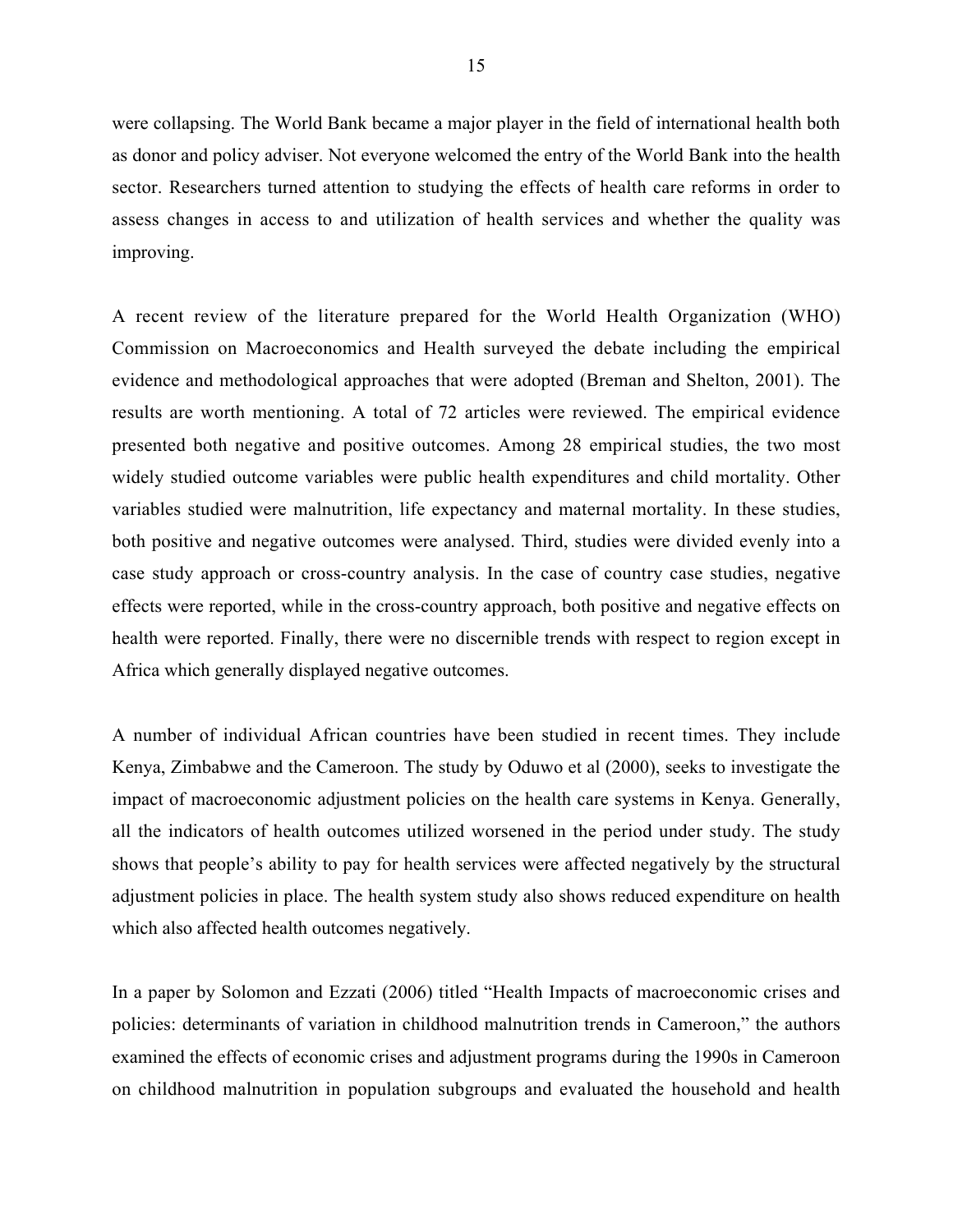were collapsing. The World Bank became a major player in the field of international health both as donor and policy adviser. Not everyone welcomed the entry of the World Bank into the health sector. Researchers turned attention to studying the effects of health care reforms in order to assess changes in access to and utilization of health services and whether the quality was improving.

A recent review of the literature prepared for the World Health Organization (WHO) Commission on Macroeconomics and Health surveyed the debate including the empirical evidence and methodological approaches that were adopted (Breman and Shelton, 2001). The results are worth mentioning. A total of 72 articles were reviewed. The empirical evidence presented both negative and positive outcomes. Among 28 empirical studies, the two most widely studied outcome variables were public health expenditures and child mortality. Other variables studied were malnutrition, life expectancy and maternal mortality. In these studies, both positive and negative outcomes were analysed. Third, studies were divided evenly into a case study approach or cross-country analysis. In the case of country case studies, negative effects were reported, while in the cross-country approach, both positive and negative effects on health were reported. Finally, there were no discernible trends with respect to region except in Africa which generally displayed negative outcomes.

A number of individual African countries have been studied in recent times. They include Kenya, Zimbabwe and the Cameroon. The study by Oduwo et al (2000), seeks to investigate the impact of macroeconomic adjustment policies on the health care systems in Kenya. Generally, all the indicators of health outcomes utilized worsened in the period under study. The study shows that people's ability to pay for health services were affected negatively by the structural adjustment policies in place. The health system study also shows reduced expenditure on health which also affected health outcomes negatively.

In a paper by Solomon and Ezzati (2006) titled "Health Impacts of macroeconomic crises and policies: determinants of variation in childhood malnutrition trends in Cameroon," the authors examined the effects of economic crises and adjustment programs during the 1990s in Cameroon on childhood malnutrition in population subgroups and evaluated the household and health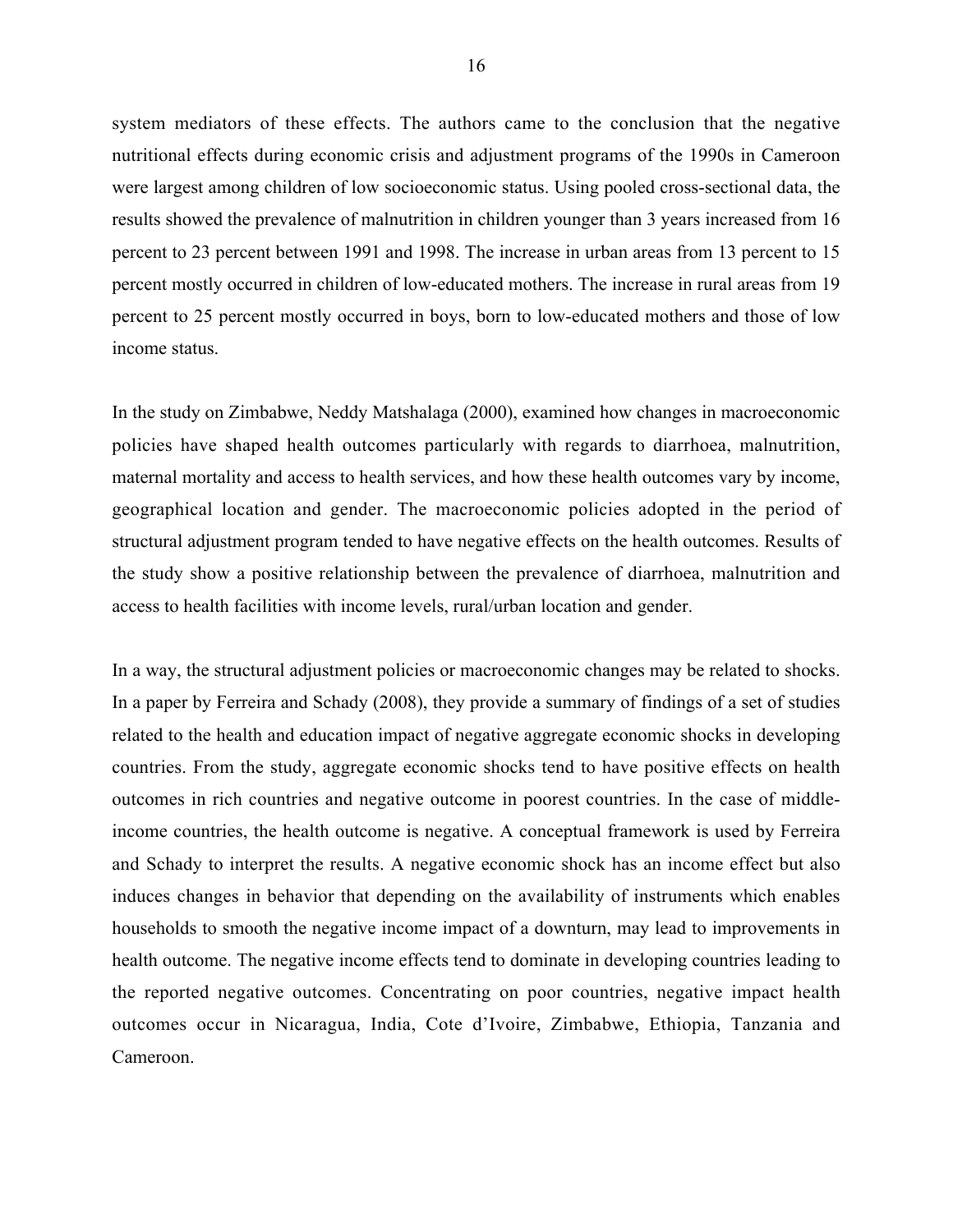system mediators of these effects. The authors came to the conclusion that the negative nutritional effects during economic crisis and adjustment programs of the 1990s in Cameroon were largest among children of low socioeconomic status. Using pooled cross-sectional data, the results showed the prevalence of malnutrition in children younger than 3 years increased from 16 percent to 23 percent between 1991 and 1998. The increase in urban areas from 13 percent to 15 percent mostly occurred in children of low-educated mothers. The increase in rural areas from 19 percent to 25 percent mostly occurred in boys, born to low-educated mothers and those of low income status.

In the study on Zimbabwe, Neddy Matshalaga (2000), examined how changes in macroeconomic policies have shaped health outcomes particularly with regards to diarrhoea, malnutrition, maternal mortality and access to health services, and how these health outcomes vary by income, geographical location and gender. The macroeconomic policies adopted in the period of structural adjustment program tended to have negative effects on the health outcomes. Results of the study show a positive relationship between the prevalence of diarrhoea, malnutrition and access to health facilities with income levels, rural/urban location and gender.

In a way, the structural adjustment policies or macroeconomic changes may be related to shocks. In a paper by Ferreira and Schady (2008), they provide a summary of findings of a set of studies related to the health and education impact of negative aggregate economic shocks in developing countries. From the study, aggregate economic shocks tend to have positive effects on health outcomes in rich countries and negative outcome in poorest countries. In the case of middle-income countries, the health outcome is negative. A conceptual framework is used by Ferreira and Schady to interpret the results. A negative economic shock has an income effect but also induces changes in behavior that depending on the availability of instruments which enables households to smooth the negative income impact of a downturn, may lead to improvements in health outcome. The negative income effects tend to dominate in developing countries leading to the reported negative outcomes. Concentrating on poor countries, negative impact health outcomes occur in Nicaragua, India, Cote d'Ivoire, Zimbabwe, Ethiopia, Tanzania and Cameroon.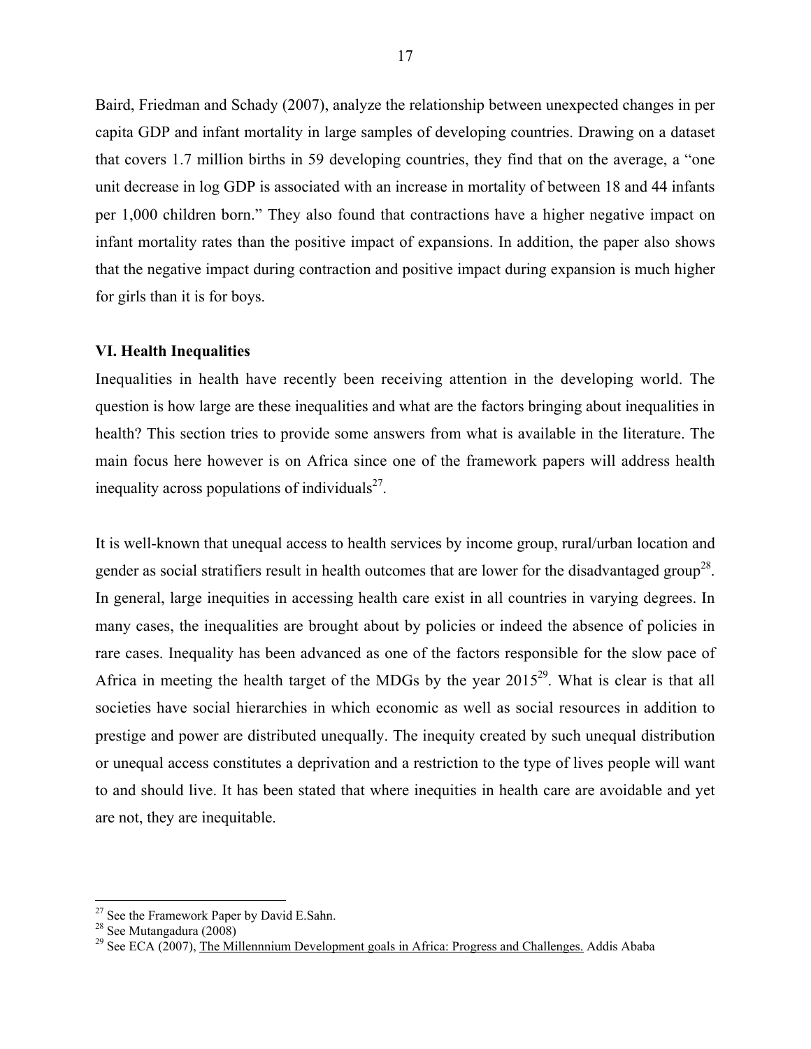Baird, Friedman and Schady (2007), analyze the relationship between unexpected changes in per capita GDP and infant mortality in large samples of developing countries. Drawing on a dataset that covers 1.7 million births in 59 developing countries, they find that on the average, a "one unit decrease in log GDP is associated with an increase in mortality of between 18 and 44 infants per 1,000 children born." They also found that contractions have a higher negative impact on infant mortality rates than the positive impact of expansions. In addition, the paper also shows that the negative impact during contraction and positive impact during expansion is much higher for girls than it is for boys.

## VI. Health Inequalities

Inequalities in health have recently been receiving attention in the developing world. The question is how large are these inequalities and what are the factors bringing about inequalities in health? This section tries to provide some answers from what is available in the literature. The main focus here however is on Africa since one of the framework papers will address health inequality across populations of individuals[27].

It is well-known that unequal access to health services by income group, rural/urban location and gender as social stratifiers result in health outcomes that are lower for the disadvantaged group[28]. In general, large inequities in accessing health care exist in all countries in varying degrees. In many cases, the inequalities are brought about by policies or indeed the absence of policies in rare cases. Inequality has been advanced as one of the factors responsible for the slow pace of Africa in meeting the health target of the MDGs by the year 2015[29]. What is clear is that all societies have social hierarchies in which economic as well as social resources in addition to prestige and power are distributed unequally. The inequity created by such unequal distribution or unequal access constitutes a deprivation and a restriction to the type of lives people will want to and should live. It has been stated that where inequities in health care are avoidable and yet are not, they are inequitable.

---

[27] See the Framework Paper by David E.Sahn.

[28] See Mutangadura (2008)

[29] See ECA (2007), The Millennnium Development goals in Africa: Progress and Challenges. Addis Ababa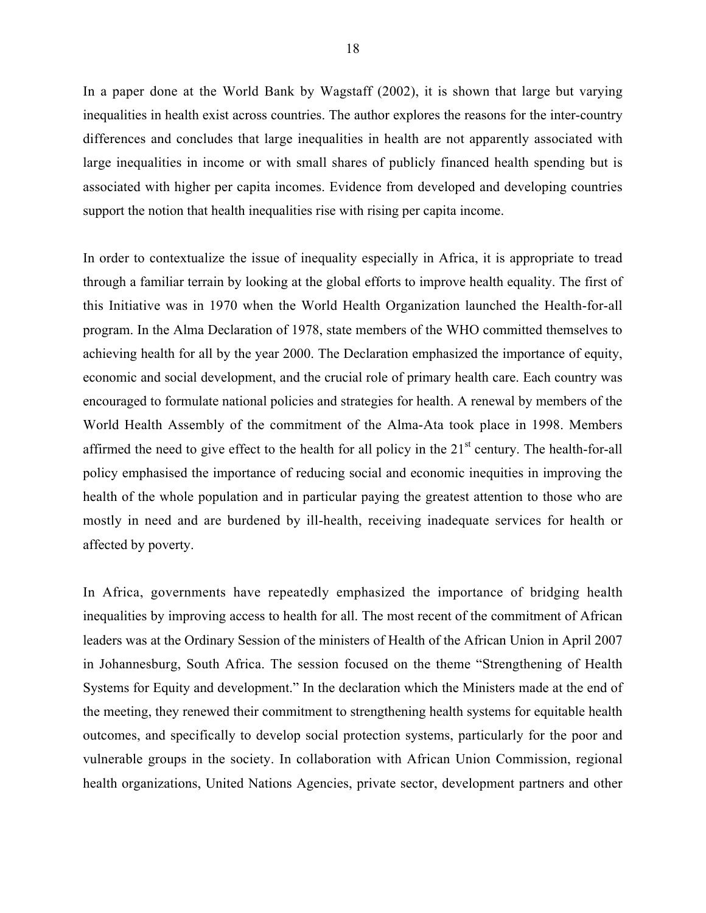In a paper done at the World Bank by Wagstaff (2002), it is shown that large but varying inequalities in health exist across countries. The author explores the reasons for the inter-country differences and concludes that large inequalities in health are not apparently associated with large inequalities in income or with small shares of publicly financed health spending but is associated with higher per capita incomes. Evidence from developed and developing countries support the notion that health inequalities rise with rising per capita income.

In order to contextualize the issue of inequality especially in Africa, it is appropriate to tread through a familiar terrain by looking at the global efforts to improve health equality. The first of this Initiative was in 1970 when the World Health Organization launched the Health-for-all program. In the Alma Declaration of 1978, state members of the WHO committed themselves to achieving health for all by the year 2000. The Declaration emphasized the importance of equity, economic and social development, and the crucial role of primary health care. Each country was encouraged to formulate national policies and strategies for health. A renewal by members of the World Health Assembly of the commitment of the Alma-Ata took place in 1998. Members affirmed the need to give effect to the health for all policy in the 21st century. The health-for-all policy emphasised the importance of reducing social and economic inequities in improving the health of the whole population and in particular paying the greatest attention to those who are mostly in need and are burdened by ill-health, receiving inadequate services for health or affected by poverty.

In Africa, governments have repeatedly emphasized the importance of bridging health inequalities by improving access to health for all. The most recent of the commitment of African leaders was at the Ordinary Session of the ministers of Health of the African Union in April 2007 in Johannesburg, South Africa. The session focused on the theme "Strengthening of Health Systems for Equity and development." In the declaration which the Ministers made at the end of the meeting, they renewed their commitment to strengthening health systems for equitable health outcomes, and specifically to develop social protection systems, particularly for the poor and vulnerable groups in the society. In collaboration with African Union Commission, regional health organizations, United Nations Agencies, private sector, development partners and other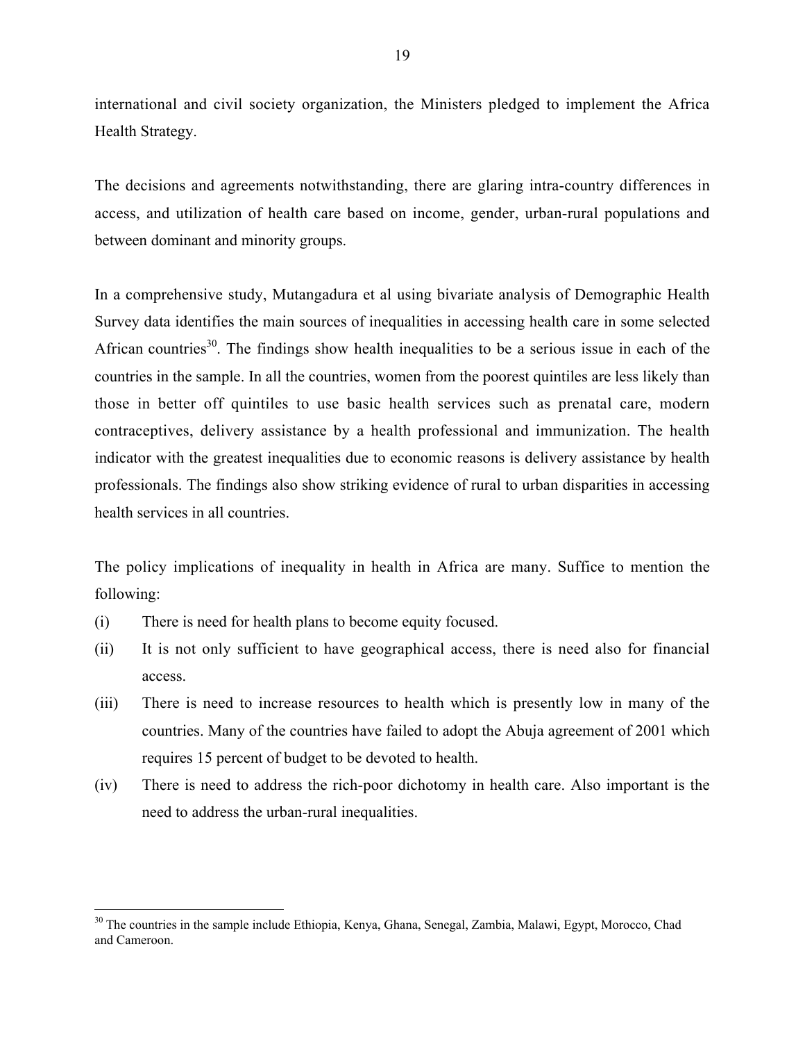international and civil society organization, the Ministers pledged to implement the Africa Health Strategy.

The decisions and agreements notwithstanding, there are glaring intra-country differences in access, and utilization of health care based on income, gender, urban-rural populations and between dominant and minority groups.

In a comprehensive study, Mutangadura et al using bivariate analysis of Demographic Health Survey data identifies the main sources of inequalities in accessing health care in some selected African countries[30]. The findings show health inequalities to be a serious issue in each of the countries in the sample. In all the countries, women from the poorest quintiles are less likely than those in better off quintiles to use basic health services such as prenatal care, modern contraceptives, delivery assistance by a health professional and immunization. The health indicator with the greatest inequalities due to economic reasons is delivery assistance by health professionals. The findings also show striking evidence of rural to urban disparities in accessing health services in all countries.

The policy implications of inequality in health in Africa are many. Suffice to mention the following:

(i) There is need for health plans to become equity focused.

(ii) It is not only sufficient to have geographical access, there is need also for financial access.

(iii) There is need to increase resources to health which is presently low in many of the countries. Many of the countries have failed to adopt the Abuja agreement of 2001 which requires 15 percent of budget to be devoted to health.

(iv) There is need to address the rich-poor dichotomy in health care. Also important is the need to address the urban-rural inequalities.

---

[30] The countries in the sample include Ethiopia, Kenya, Ghana, Senegal, Zambia, Malawi, Egypt, Morocco, Chad and Cameroon.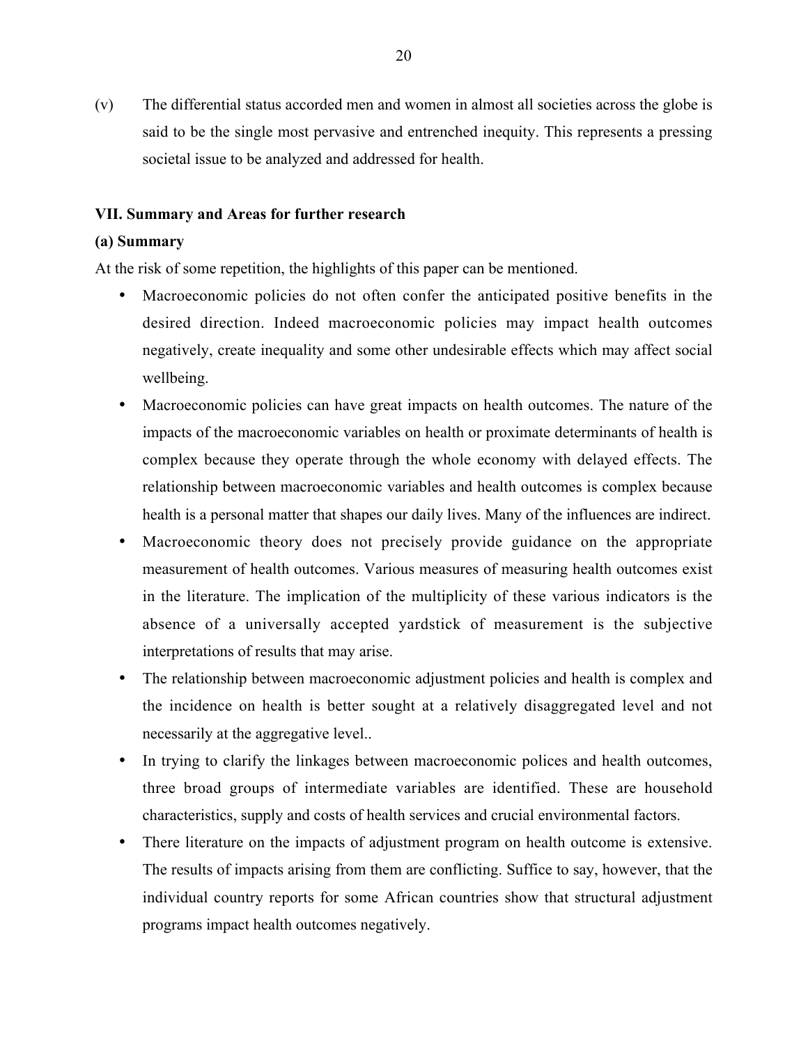(v) The differential status accorded men and women in almost all societies across the globe is said to be the single most pervasive and entrenched inequity. This represents a pressing societal issue to be analyzed and addressed for health.

## VII. Summary and Areas for further research

### (a) Summary

At the risk of some repetition, the highlights of this paper can be mentioned.

- Macroeconomic policies do not often confer the anticipated positive benefits in the desired direction. Indeed macroeconomic policies may impact health outcomes negatively, create inequality and some other undesirable effects which may affect social wellbeing.
- Macroeconomic policies can have great impacts on health outcomes. The nature of the impacts of the macroeconomic variables on health or proximate determinants of health is complex because they operate through the whole economy with delayed effects. The relationship between macroeconomic variables and health outcomes is complex because health is a personal matter that shapes our daily lives. Many of the influences are indirect.
- Macroeconomic theory does not precisely provide guidance on the appropriate measurement of health outcomes. Various measures of measuring health outcomes exist in the literature. The implication of the multiplicity of these various indicators is the absence of a universally accepted yardstick of measurement is the subjective interpretations of results that may arise.
- The relationship between macroeconomic adjustment policies and health is complex and the incidence on health is better sought at a relatively disaggregated level and not necessarily at the aggregative level..
- In trying to clarify the linkages between macroeconomic polices and health outcomes, three broad groups of intermediate variables are identified. These are household characteristics, supply and costs of health services and crucial environmental factors.
- There literature on the impacts of adjustment program on health outcome is extensive. The results of impacts arising from them are conflicting. Suffice to say, however, that the individual country reports for some African countries show that structural adjustment programs impact health outcomes negatively.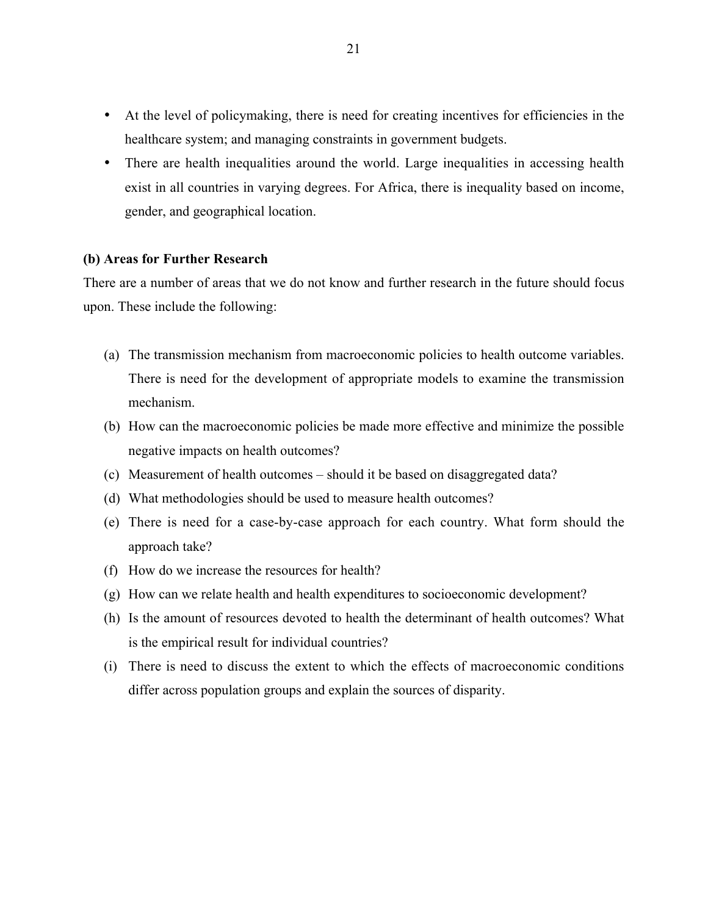- At the level of policymaking, there is need for creating incentives for efficiencies in the healthcare system; and managing constraints in government budgets.
- There are health inequalities around the world. Large inequalities in accessing health exist in all countries in varying degrees. For Africa, there is inequality based on income, gender, and geographical location.

**(b) Areas for Further Research**

There are a number of areas that we do not know and further research in the future should focus upon. These include the following:

(a) The transmission mechanism from macroeconomic policies to health outcome variables. There is need for the development of appropriate models to examine the transmission mechanism.

(b) How can the macroeconomic policies be made more effective and minimize the possible negative impacts on health outcomes?

(c) Measurement of health outcomes – should it be based on disaggregated data?

(d) What methodologies should be used to measure health outcomes?

(e) There is need for a case-by-case approach for each country. What form should the approach take?

(f) How do we increase the resources for health?

(g) How can we relate health and health expenditures to socioeconomic development?

(h) Is the amount of resources devoted to health the determinant of health outcomes? What is the empirical result for individual countries?

(i) There is need to discuss the extent to which the effects of macroeconomic conditions differ across population groups and explain the sources of disparity.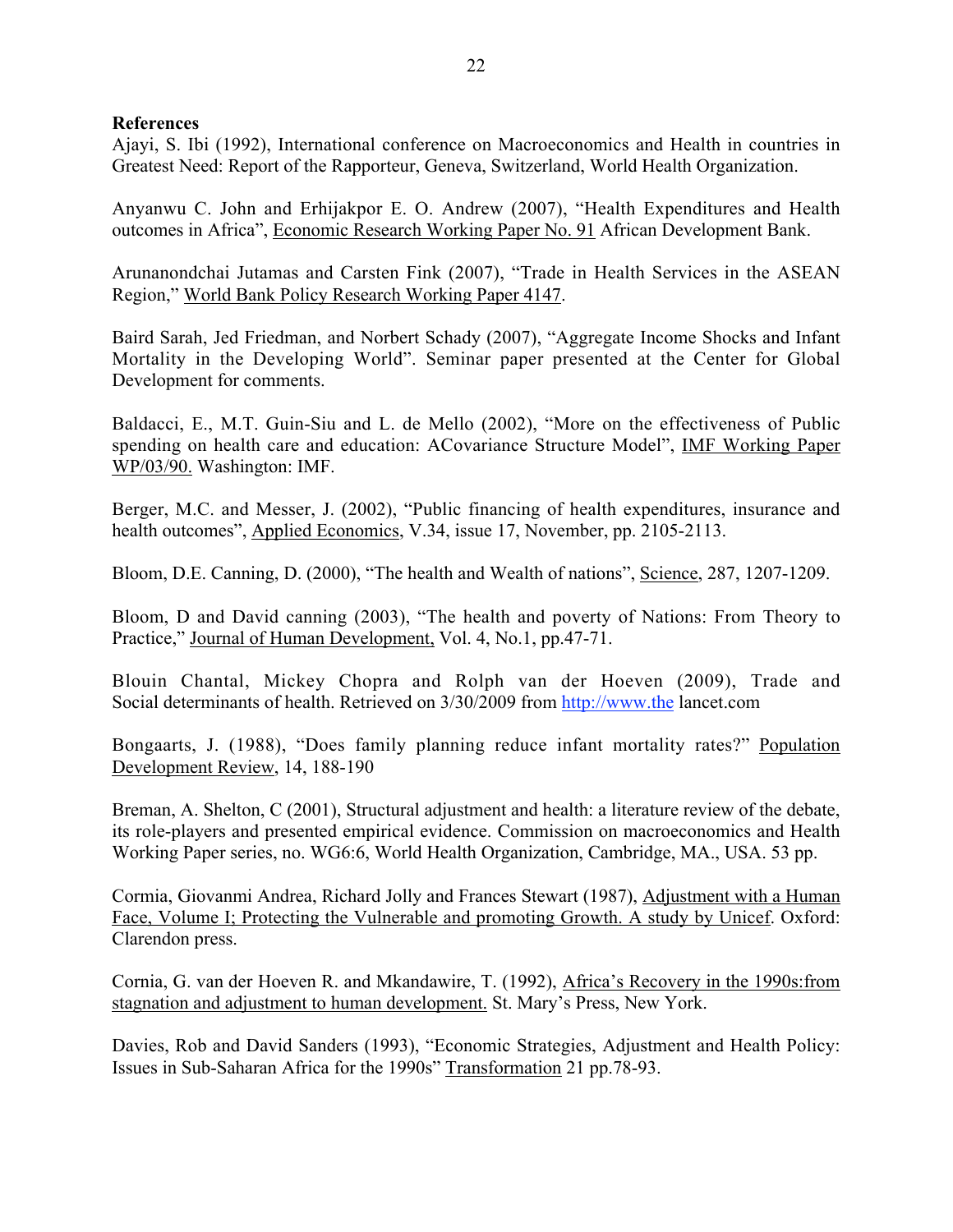**References**

Ajayi, S. Ibi (1992), International conference on Macroeconomics and Health in countries in Greatest Need: Report of the Rapporteur, Geneva, Switzerland, World Health Organization.

Anyanwu C. John and Erhijakpor E. O. Andrew (2007), "Health Expenditures and Health outcomes in Africa", Economic Research Working Paper No. 91 African Development Bank.

Arunanondchai Jutamas and Carsten Fink (2007), "Trade in Health Services in the ASEAN Region," World Bank Policy Research Working Paper 4147.

Baird Sarah, Jed Friedman, and Norbert Schady (2007), "Aggregate Income Shocks and Infant Mortality in the Developing World". Seminar paper presented at the Center for Global Development for comments.

Baldacci, E., M.T. Guin-Siu and L. de Mello (2002), "More on the effectiveness of Public spending on health care and education: ACovariance Structure Model", IMF Working Paper WP/03/90. Washington: IMF.

Berger, M.C. and Messer, J. (2002), "Public financing of health expenditures, insurance and health outcomes", Applied Economics, V.34, issue 17, November, pp. 2105-2113.

Bloom, D.E. Canning, D. (2000), "The health and Wealth of nations", Science, 287, 1207-1209.

Bloom, D and David canning (2003), "The health and poverty of Nations: From Theory to Practice," Journal of Human Development, Vol. 4, No.1, pp.47-71.

Blouin Chantal, Mickey Chopra and Rolph van der Hoeven (2009), Trade and Social determinants of health. Retrieved on 3/30/2009 from http://www.the lancet.com

Bongaarts, J. (1988), "Does family planning reduce infant mortality rates?" Population Development Review, 14, 188-190

Breman, A. Shelton, C (2001), Structural adjustment and health: a literature review of the debate, its role-players and presented empirical evidence. Commission on macroeconomics and Health Working Paper series, no. WG6:6, World Health Organization, Cambridge, MA., USA. 53 pp.

Cormia, Giovanmi Andrea, Richard Jolly and Frances Stewart (1987), Adjustment with a Human Face, Volume I; Protecting the Vulnerable and promoting Growth. A study by Unicef. Oxford: Clarendon press.

Cornia, G. van der Hoeven R. and Mkandawire, T. (1992), Africa's Recovery in the 1990s:from stagnation and adjustment to human development. St. Mary's Press, New York.

Davies, Rob and David Sanders (1993), "Economic Strategies, Adjustment and Health Policy: Issues in Sub-Saharan Africa for the 1990s" Transformation 21 pp.78-93.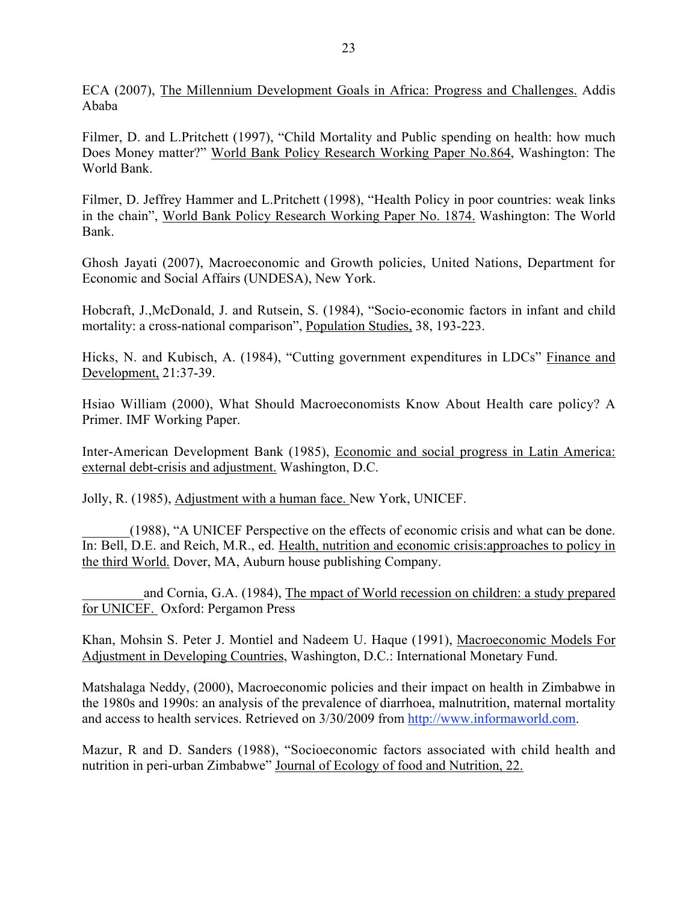ECA (2007), The Millennium Development Goals in Africa: Progress and Challenges. Addis Ababa

Filmer, D. and L.Pritchett (1997), "Child Mortality and Public spending on health: how much Does Money matter?" World Bank Policy Research Working Paper No.864, Washington: The World Bank.

Filmer, D. Jeffrey Hammer and L.Pritchett (1998), "Health Policy in poor countries: weak links in the chain", World Bank Policy Research Working Paper No. 1874. Washington: The World Bank.

Ghosh Jayati (2007), Macroeconomic and Growth policies, United Nations, Department for Economic and Social Affairs (UNDESA), New York.

Hobcraft, J.,McDonald, J. and Rutsein, S. (1984), "Socio-economic factors in infant and child mortality: a cross-national comparison", Population Studies, 38, 193-223.

Hicks, N. and Kubisch, A. (1984), "Cutting government expenditures in LDCs" Finance and Development, 21:37-39.

Hsiao William (2000), What Should Macroeconomists Know About Health care policy? A Primer. IMF Working Paper.

Inter-American Development Bank (1985), Economic and social progress in Latin America: external debt-crisis and adjustment. Washington, D.C.

Jolly, R. (1985), Adjustment with a human face. New York, UNICEF.

_______(1988), "A UNICEF Perspective on the effects of economic crisis and what can be done. In: Bell, D.E. and Reich, M.R., ed. Health, nutrition and economic crisis:approaches to policy in the third World. Dover, MA, Auburn house publishing Company.

_________and Cornia, G.A. (1984), The mpact of World recession on children: a study prepared for UNICEF. Oxford: Pergamon Press

Khan, Mohsin S. Peter J. Montiel and Nadeem U. Haque (1991), Macroeconomic Models For Adjustment in Developing Countries, Washington, D.C.: International Monetary Fund.

Matshalaga Neddy, (2000), Macroeconomic policies and their impact on health in Zimbabwe in the 1980s and 1990s: an analysis of the prevalence of diarrhoea, malnutrition, maternal mortality and access to health services. Retrieved on 3/30/2009 from http://www.informaworld.com.

Mazur, R and D. Sanders (1988), "Socioeconomic factors associated with child health and nutrition in peri-urban Zimbabwe" Journal of Ecology of food and Nutrition, 22.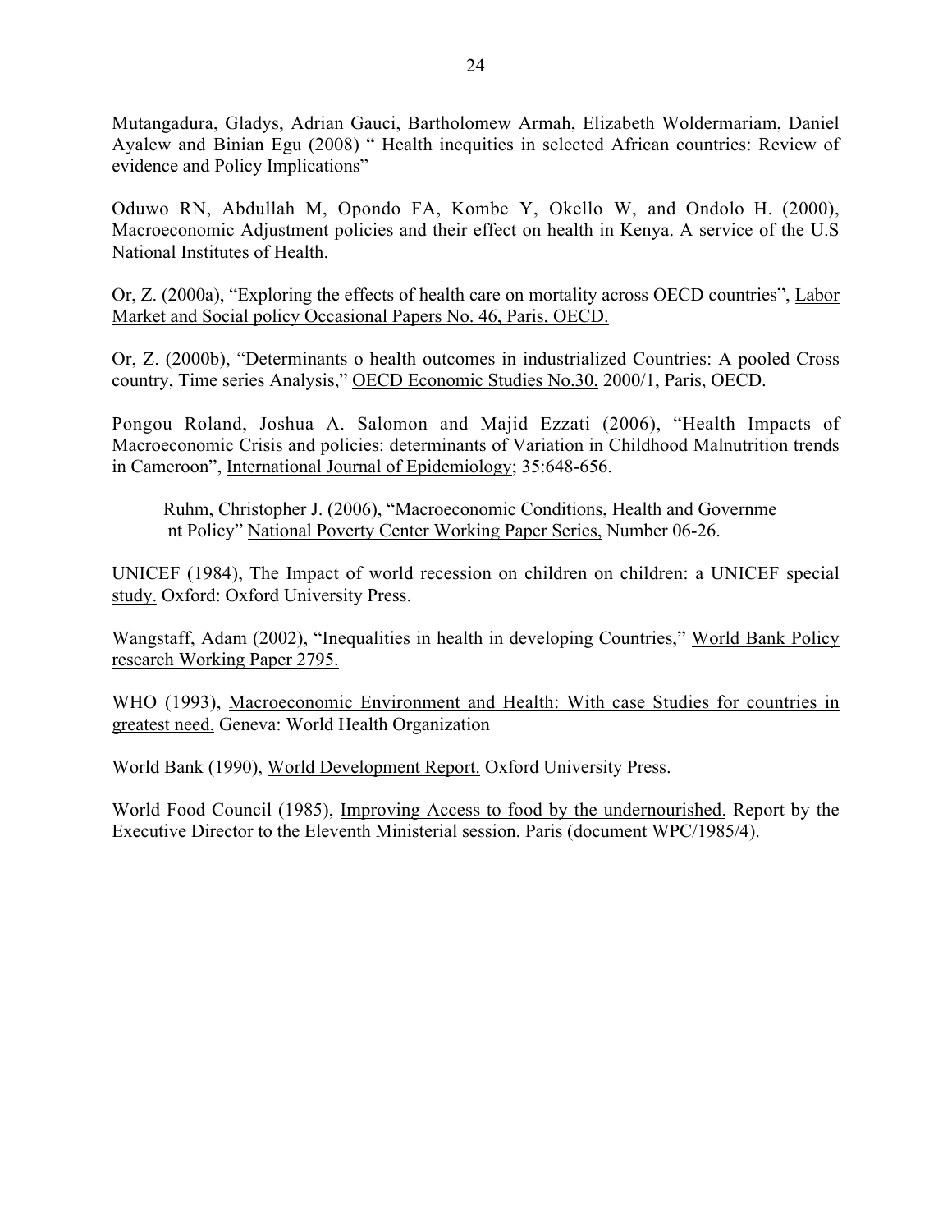Mutangadura, Gladys, Adrian Gauci, Bartholomew Armah, Elizabeth Woldermariam, Daniel Ayalew and Binian Egu (2008) " Health inequities in selected African countries: Review of evidence and Policy Implications"

Oduwo RN, Abdullah M, Opondo FA, Kombe Y, Okello W, and Ondolo H. (2000), Macroeconomic Adjustment policies and their effect on health in Kenya. A service of the U.S National Institutes of Health.

Or, Z. (2000a), "Exploring the effects of health care on mortality across OECD countries", Labor Market and Social policy Occasional Papers No. 46, Paris, OECD.

Or, Z. (2000b), "Determinants o health outcomes in industrialized Countries: A pooled Cross country, Time series Analysis," OECD Economic Studies No.30. 2000/1, Paris, OECD.

Pongou Roland, Joshua A. Salomon and Majid Ezzati (2006), "Health Impacts of Macroeconomic Crisis and policies: determinants of Variation in Childhood Malnutrition trends in Cameroon", International Journal of Epidemiology; 35:648-656.

Ruhm, Christopher J. (2006), "Macroeconomic Conditions, Health and Governme nt Policy" National Poverty Center Working Paper Series, Number 06-26.

UNICEF (1984), The Impact of world recession on children on children: a UNICEF special study. Oxford: Oxford University Press.

Wangstaff, Adam (2002), "Inequalities in health in developing Countries," World Bank Policy research Working Paper 2795.

WHO (1993), Macroeconomic Environment and Health: With case Studies for countries in greatest need. Geneva: World Health Organization

World Bank (1990), World Development Report. Oxford University Press.

World Food Council (1985), Improving Access to food by the undernourished. Report by the Executive Director to the Eleventh Ministerial session. Paris (document WPC/1985/4).